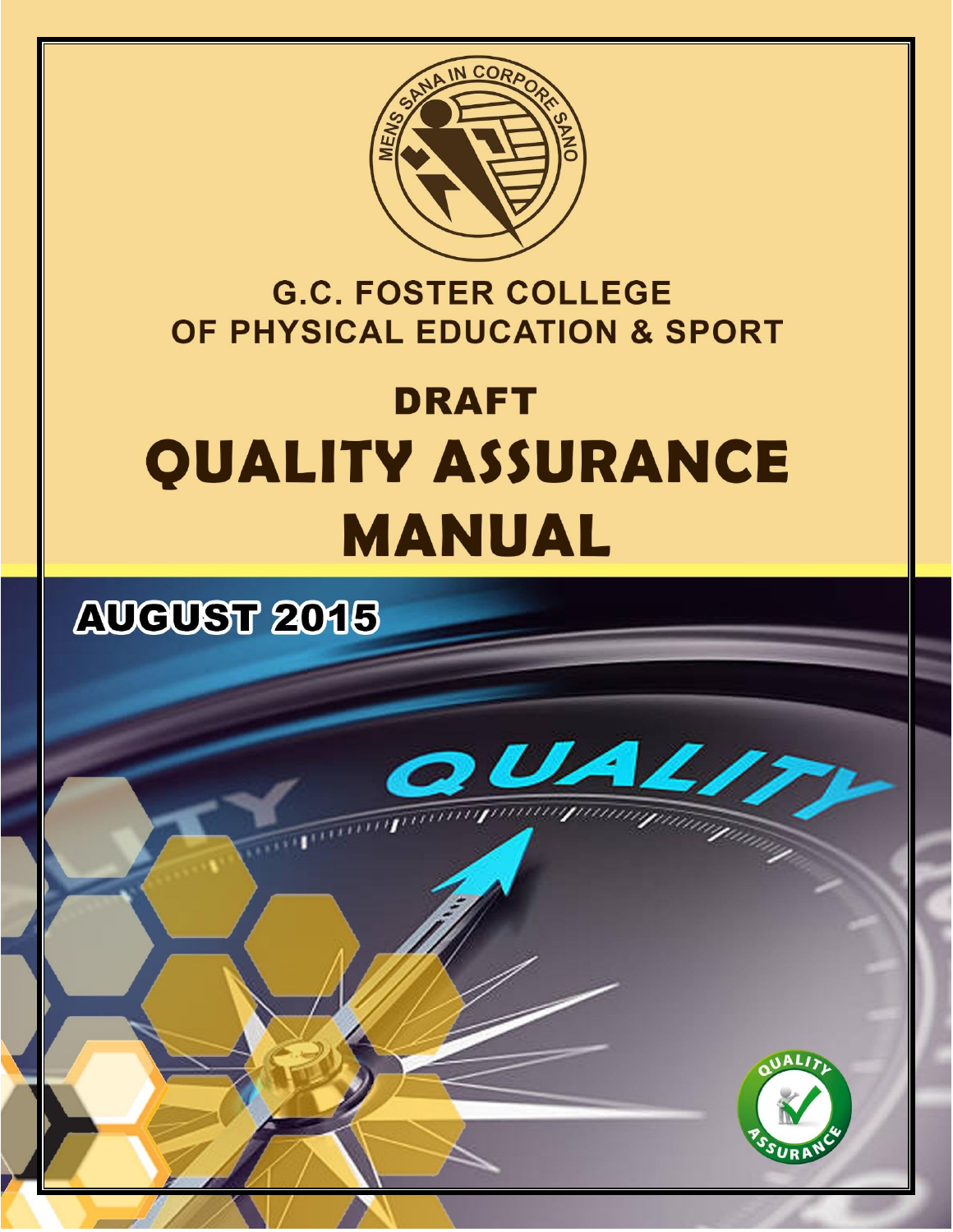# G.C. FOSTER COLLEGE OF PHYSICAL EDUCATION & SPORT

## DRAFT

# QUALITY ASSURANCE MANUAL

**AUGUST 2015**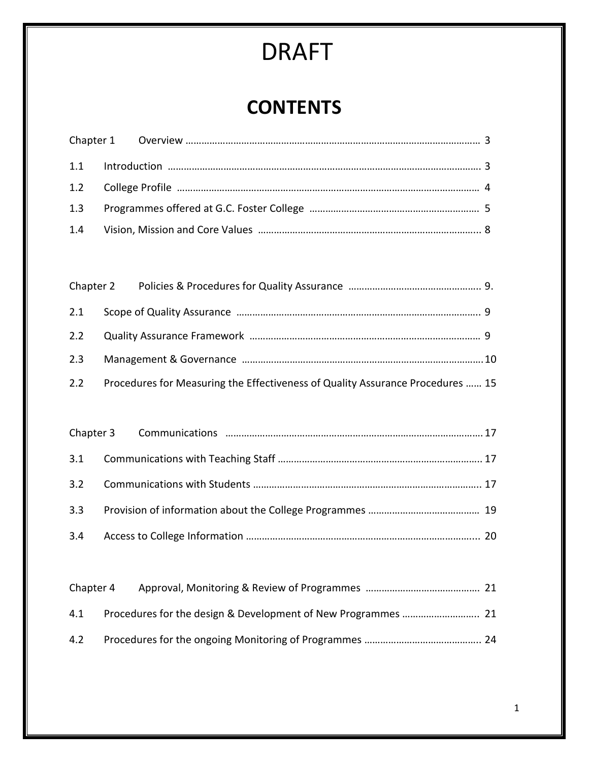# DRAFT

## CONTENTS

Chapter 1 Overview ........................................................................................................ 3

1.1 Introduction ........................................................................................................ 3

1.2 College Profile ........................................................................................................ 4

1.3 Programmes offered at G.C. Foster College ........................................................ 5

1.4 Vision, Mission and Core Values ........................................................................... 8

Chapter 2 Policies & Procedures for Quality Assurance ............................................. 9.

2.1 Scope of Quality Assurance .................................................................................. 9

2.2 Quality Assurance Framework .............................................................................. 9

2.3 Management & Governance ............................................................................... 10

2.2 Procedures for Measuring the Effectiveness of Quality Assurance Procedures ...... 15

Chapter 3 Communications ......................................................................................... 17

3.1 Communications with Teaching Staff .................................................................. 17

3.2 Communications with Students ........................................................................... 17

3.3 Provision of information about the College Programmes ................................... 19

3.4 Access to College Information ............................................................................. 20

Chapter 4 Approval, Monitoring & Review of Programmes ....................................... 21

4.1 Procedures for the design & Development of New Programmes ........................ 21

4.2 Procedures for the ongoing Monitoring of Programmes ..................................... 24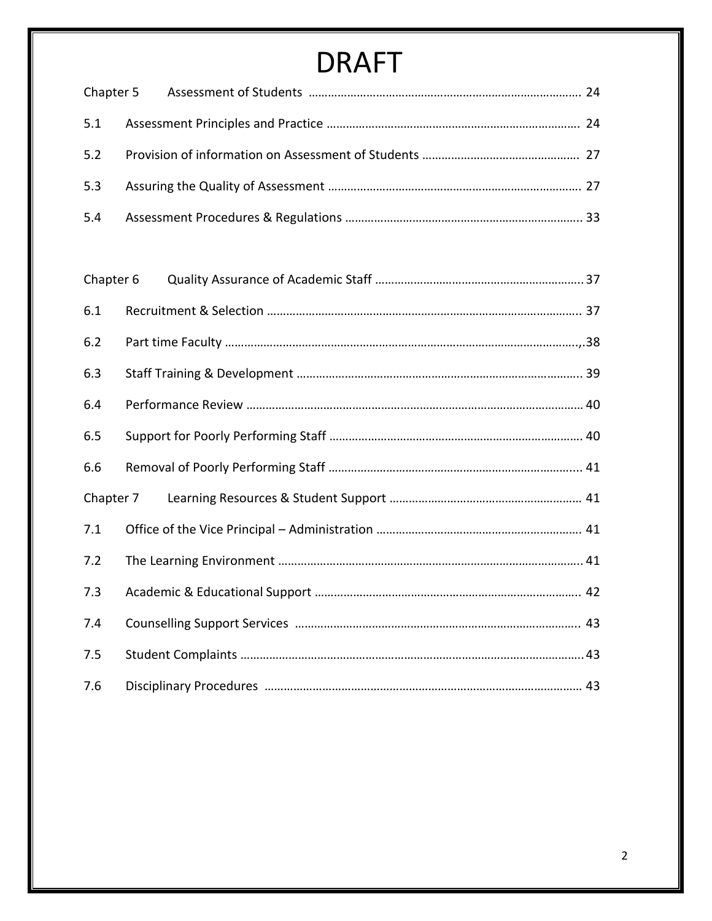# DRAFT

| | | |
|---|---|---|
| Chapter 5 | Assessment of Students | 24 |
| 5.1 | Assessment Principles and Practice | 24 |
| 5.2 | Provision of information on Assessment of Students | 27 |
| 5.3 | Assuring the Quality of Assessment | 27 |
| 5.4 | Assessment Procedures & Regulations | 33 |
| | | |
| Chapter 6 | Quality Assurance of Academic Staff | 37 |
| 6.1 | Recruitment & Selection | 37 |
| 6.2 | Part time Faculty | 38 |
| 6.3 | Staff Training & Development | 39 |
| 6.4 | Performance Review | 40 |
| 6.5 | Support for Poorly Performing Staff | 40 |
| 6.6 | Removal of Poorly Performing Staff | 41 |
| Chapter 7 | Learning Resources & Student Support | 41 |
| 7.1 | Office of the Vice Principal – Administration | 41 |
| 7.2 | The Learning Environment | 41 |
| 7.3 | Academic & Educational Support | 42 |
| 7.4 | Counselling Support Services | 43 |
| 7.5 | Student Complaints | 43 |
| 7.6 | Disciplinary Procedures | 43 |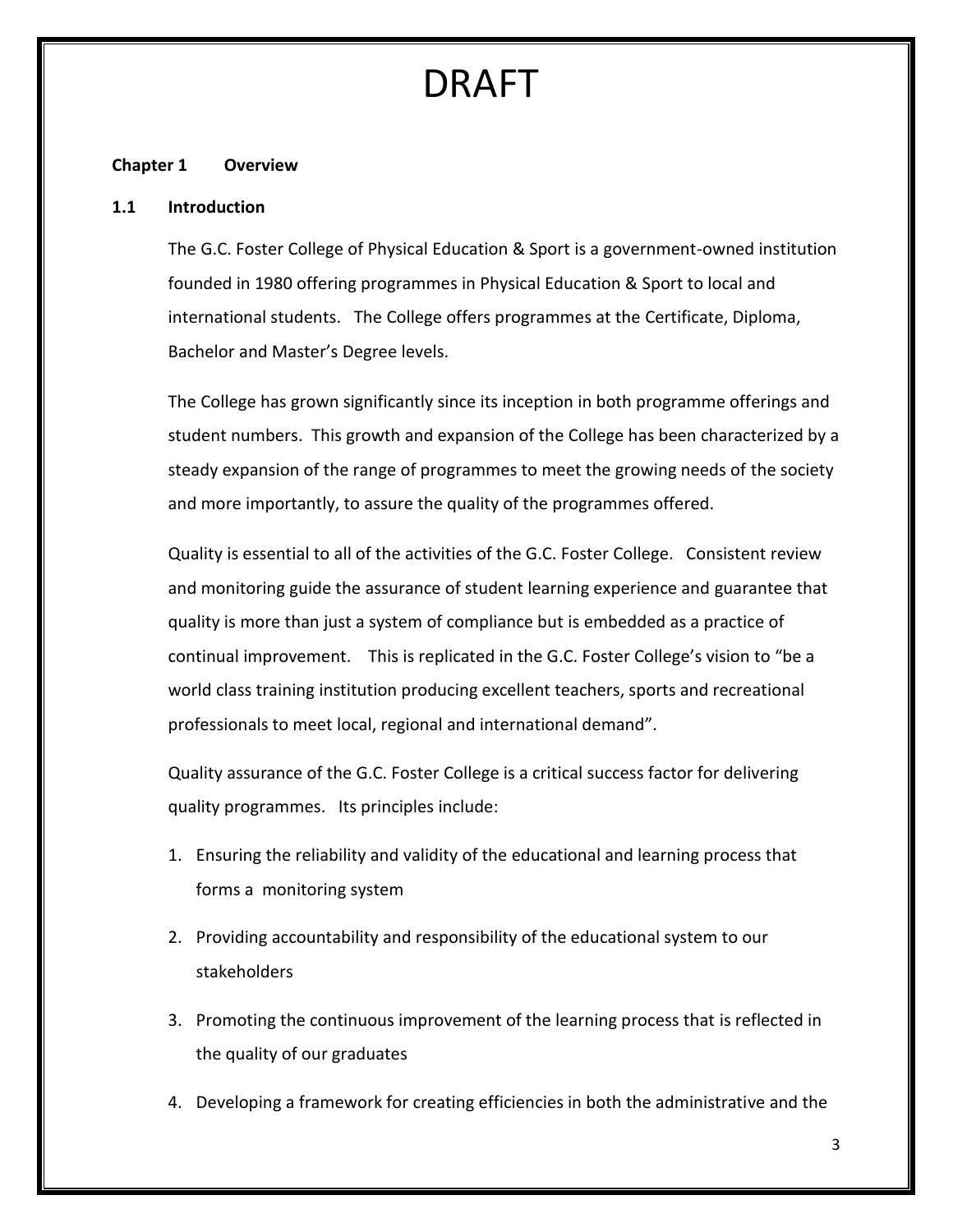# DRAFT

## Chapter 1 Overview

### 1.1 Introduction

The G.C. Foster College of Physical Education & Sport is a government-owned institution founded in 1980 offering programmes in Physical Education & Sport to local and international students. The College offers programmes at the Certificate, Diploma, Bachelor and Master's Degree levels.

The College has grown significantly since its inception in both programme offerings and student numbers. This growth and expansion of the College has been characterized by a steady expansion of the range of programmes to meet the growing needs of the society and more importantly, to assure the quality of the programmes offered.

Quality is essential to all of the activities of the G.C. Foster College. Consistent review and monitoring guide the assurance of student learning experience and guarantee that quality is more than just a system of compliance but is embedded as a practice of continual improvement. This is replicated in the G.C. Foster College's vision to "be a world class training institution producing excellent teachers, sports and recreational professionals to meet local, regional and international demand".

Quality assurance of the G.C. Foster College is a critical success factor for delivering quality programmes. Its principles include:

1. Ensuring the reliability and validity of the educational and learning process that forms a monitoring system
2. Providing accountability and responsibility of the educational system to our stakeholders
3. Promoting the continuous improvement of the learning process that is reflected in the quality of our graduates
4. Developing a framework for creating efficiencies in both the administrative and the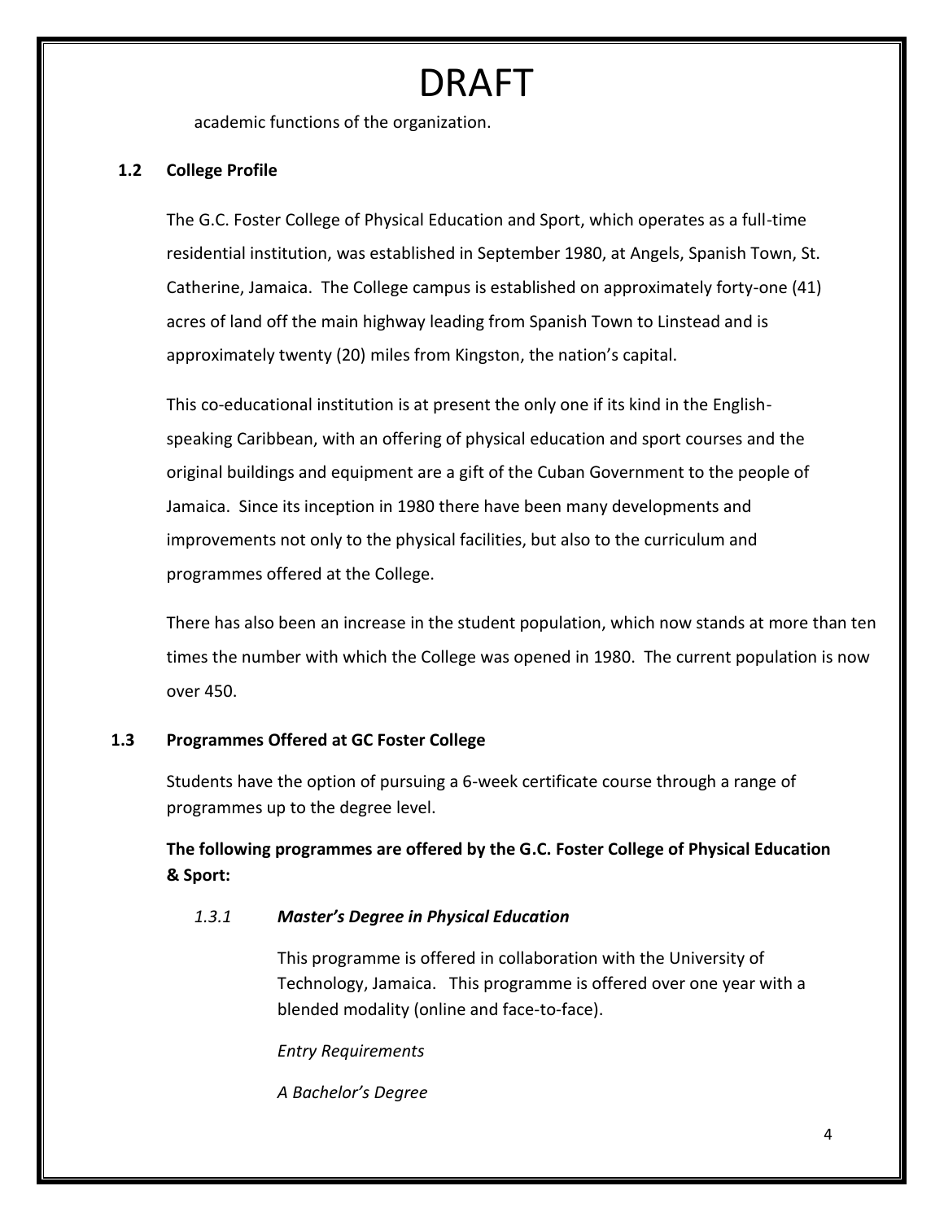# DRAFT

academic functions of the organization.

## 1.2 College Profile

The G.C. Foster College of Physical Education and Sport, which operates as a full-time residential institution, was established in September 1980, at Angels, Spanish Town, St. Catherine, Jamaica. The College campus is established on approximately forty-one (41) acres of land off the main highway leading from Spanish Town to Linstead and is approximately twenty (20) miles from Kingston, the nation's capital.

This co-educational institution is at present the only one if its kind in the English-speaking Caribbean, with an offering of physical education and sport courses and the original buildings and equipment are a gift of the Cuban Government to the people of Jamaica. Since its inception in 1980 there have been many developments and improvements not only to the physical facilities, but also to the curriculum and programmes offered at the College.

There has also been an increase in the student population, which now stands at more than ten times the number with which the College was opened in 1980. The current population is now over 450.

## 1.3 Programmes Offered at GC Foster College

Students have the option of pursuing a 6-week certificate course through a range of programmes up to the degree level.

**The following programmes are offered by the G.C. Foster College of Physical Education & Sport:**

### *1.3.1* ***Master's Degree in Physical Education***

This programme is offered in collaboration with the University of Technology, Jamaica. This programme is offered over one year with a blended modality (online and face-to-face).

*Entry Requirements*

*A Bachelor's Degree*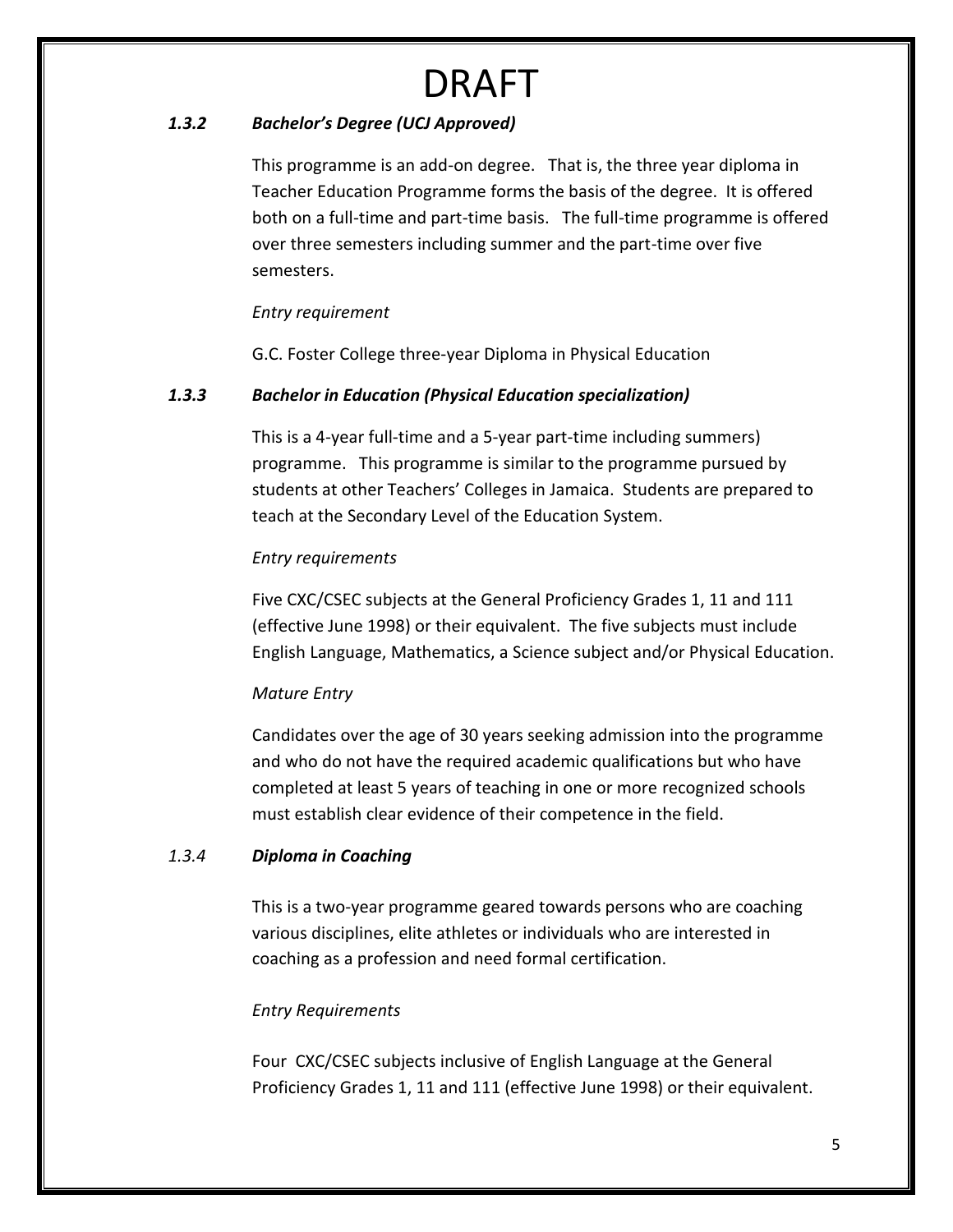# DRAFT

### *1.3.2 Bachelor's Degree (UCJ Approved)*

This programme is an add-on degree. That is, the three year diploma in Teacher Education Programme forms the basis of the degree. It is offered both on a full-time and part-time basis. The full-time programme is offered over three semesters including summer and the part-time over five semesters.

*Entry requirement*

G.C. Foster College three-year Diploma in Physical Education

### *1.3.3 Bachelor in Education (Physical Education specialization)*

This is a 4-year full-time and a 5-year part-time including summers) programme. This programme is similar to the programme pursued by students at other Teachers' Colleges in Jamaica. Students are prepared to teach at the Secondary Level of the Education System.

*Entry requirements*

Five CXC/CSEC subjects at the General Proficiency Grades 1, 11 and 111 (effective June 1998) or their equivalent. The five subjects must include English Language, Mathematics, a Science subject and/or Physical Education.

*Mature Entry*

Candidates over the age of 30 years seeking admission into the programme and who do not have the required academic qualifications but who have completed at least 5 years of teaching in one or more recognized schools must establish clear evidence of their competence in the field.

### *1.3.4* ***Diploma in Coaching***

This is a two-year programme geared towards persons who are coaching various disciplines, elite athletes or individuals who are interested in coaching as a profession and need formal certification.

*Entry Requirements*

Four CXC/CSEC subjects inclusive of English Language at the General Proficiency Grades 1, 11 and 111 (effective June 1998) or their equivalent.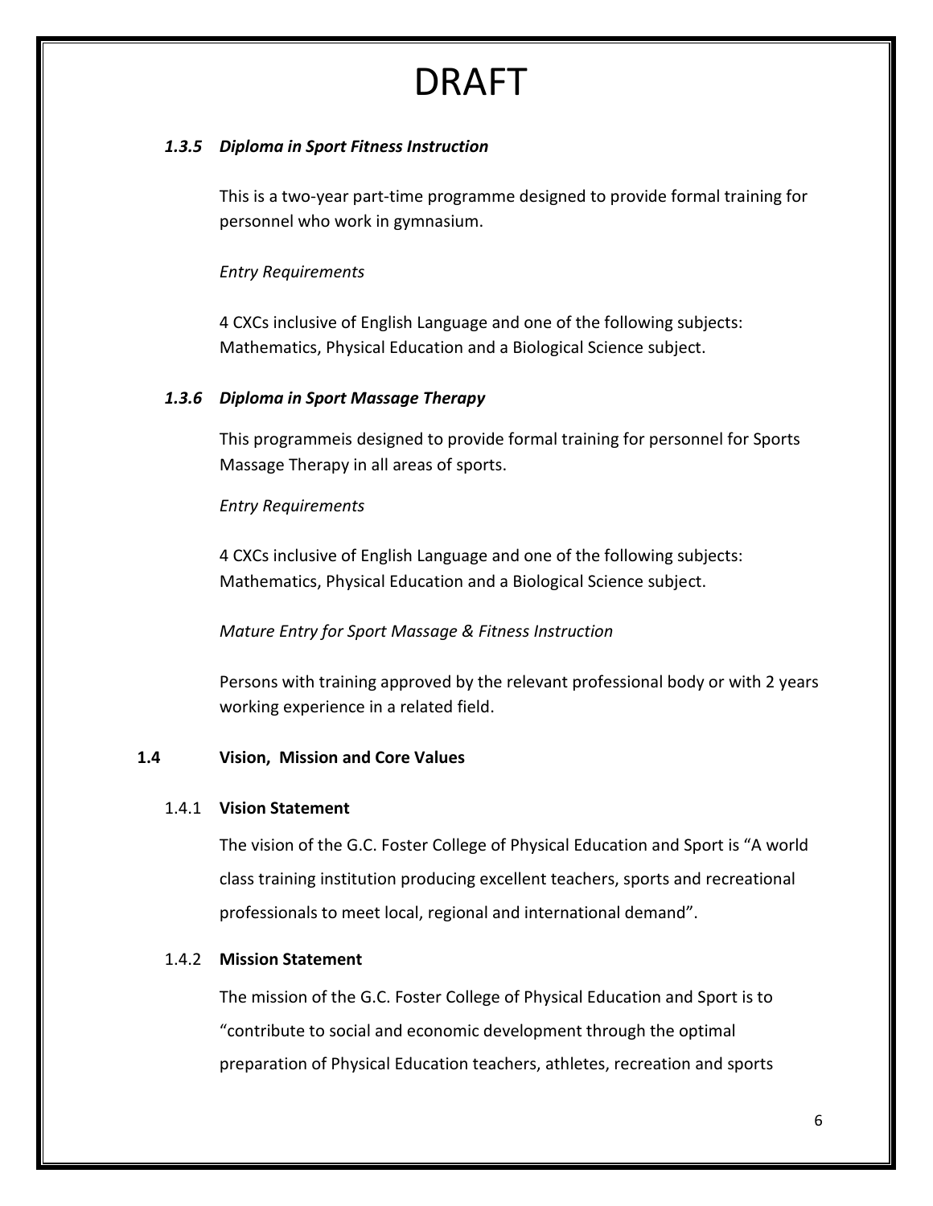# DRAFT

### *1.3.5 Diploma in Sport Fitness Instruction*

This is a two-year part-time programme designed to provide formal training for personnel who work in gymnasium.

*Entry Requirements*

4 CXCs inclusive of English Language and one of the following subjects: Mathematics, Physical Education and a Biological Science subject.

### *1.3.6 Diploma in Sport Massage Therapy*

This programmeis designed to provide formal training for personnel for Sports Massage Therapy in all areas of sports.

*Entry Requirements*

4 CXCs inclusive of English Language and one of the following subjects: Mathematics, Physical Education and a Biological Science subject.

*Mature Entry for Sport Massage & Fitness Instruction*

Persons with training approved by the relevant professional body or with 2 years working experience in a related field.

## 1.4 Vision, Mission and Core Values

### 1.4.1 **Vision Statement**

The vision of the G.C. Foster College of Physical Education and Sport is "A world class training institution producing excellent teachers, sports and recreational professionals to meet local, regional and international demand".

### 1.4.2 **Mission Statement**

The mission of the G.C. Foster College of Physical Education and Sport is to "contribute to social and economic development through the optimal preparation of Physical Education teachers, athletes, recreation and sports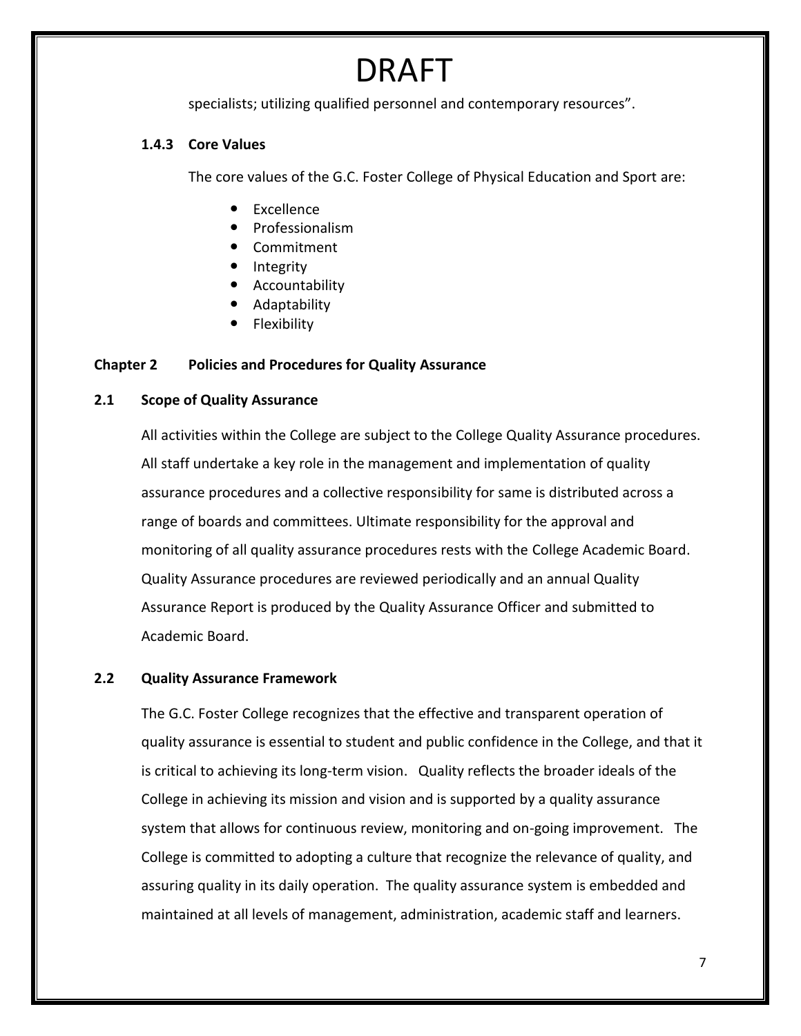DRAFT

specialists; utilizing qualified personnel and contemporary resources".

### 1.4.3 Core Values

The core values of the G.C. Foster College of Physical Education and Sport are:

- Excellence
- Professionalism
- Commitment
- Integrity
- Accountability
- Adaptability
- Flexibility

# Chapter 2 Policies and Procedures for Quality Assurance

## 2.1 Scope of Quality Assurance

All activities within the College are subject to the College Quality Assurance procedures. All staff undertake a key role in the management and implementation of quality assurance procedures and a collective responsibility for same is distributed across a range of boards and committees. Ultimate responsibility for the approval and monitoring of all quality assurance procedures rests with the College Academic Board. Quality Assurance procedures are reviewed periodically and an annual Quality Assurance Report is produced by the Quality Assurance Officer and submitted to Academic Board.

## 2.2 Quality Assurance Framework

The G.C. Foster College recognizes that the effective and transparent operation of quality assurance is essential to student and public confidence in the College, and that it is critical to achieving its long-term vision. Quality reflects the broader ideals of the College in achieving its mission and vision and is supported by a quality assurance system that allows for continuous review, monitoring and on-going improvement. The College is committed to adopting a culture that recognize the relevance of quality, and assuring quality in its daily operation. The quality assurance system is embedded and maintained at all levels of management, administration, academic staff and learners.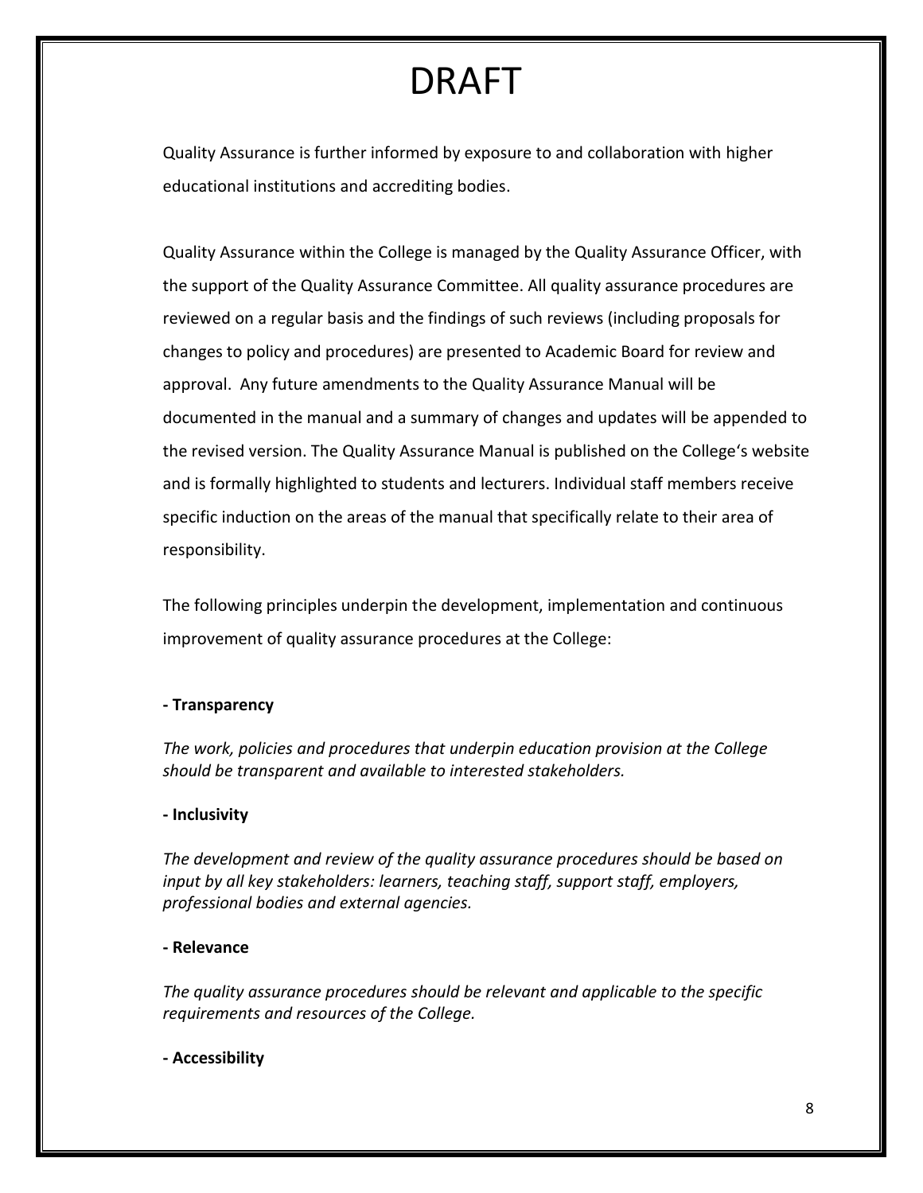# DRAFT

Quality Assurance is further informed by exposure to and collaboration with higher educational institutions and accrediting bodies.

Quality Assurance within the College is managed by the Quality Assurance Officer, with the support of the Quality Assurance Committee. All quality assurance procedures are reviewed on a regular basis and the findings of such reviews (including proposals for changes to policy and procedures) are presented to Academic Board for review and approval. Any future amendments to the Quality Assurance Manual will be documented in the manual and a summary of changes and updates will be appended to the revised version. The Quality Assurance Manual is published on the College's website and is formally highlighted to students and lecturers. Individual staff members receive specific induction on the areas of the manual that specifically relate to their area of responsibility.

The following principles underpin the development, implementation and continuous improvement of quality assurance procedures at the College:

**- Transparency**

*The work, policies and procedures that underpin education provision at the College should be transparent and available to interested stakeholders.*

**- Inclusivity**

*The development and review of the quality assurance procedures should be based on input by all key stakeholders: learners, teaching staff, support staff, employers, professional bodies and external agencies.*

**- Relevance**

*The quality assurance procedures should be relevant and applicable to the specific requirements and resources of the College.*

**- Accessibility**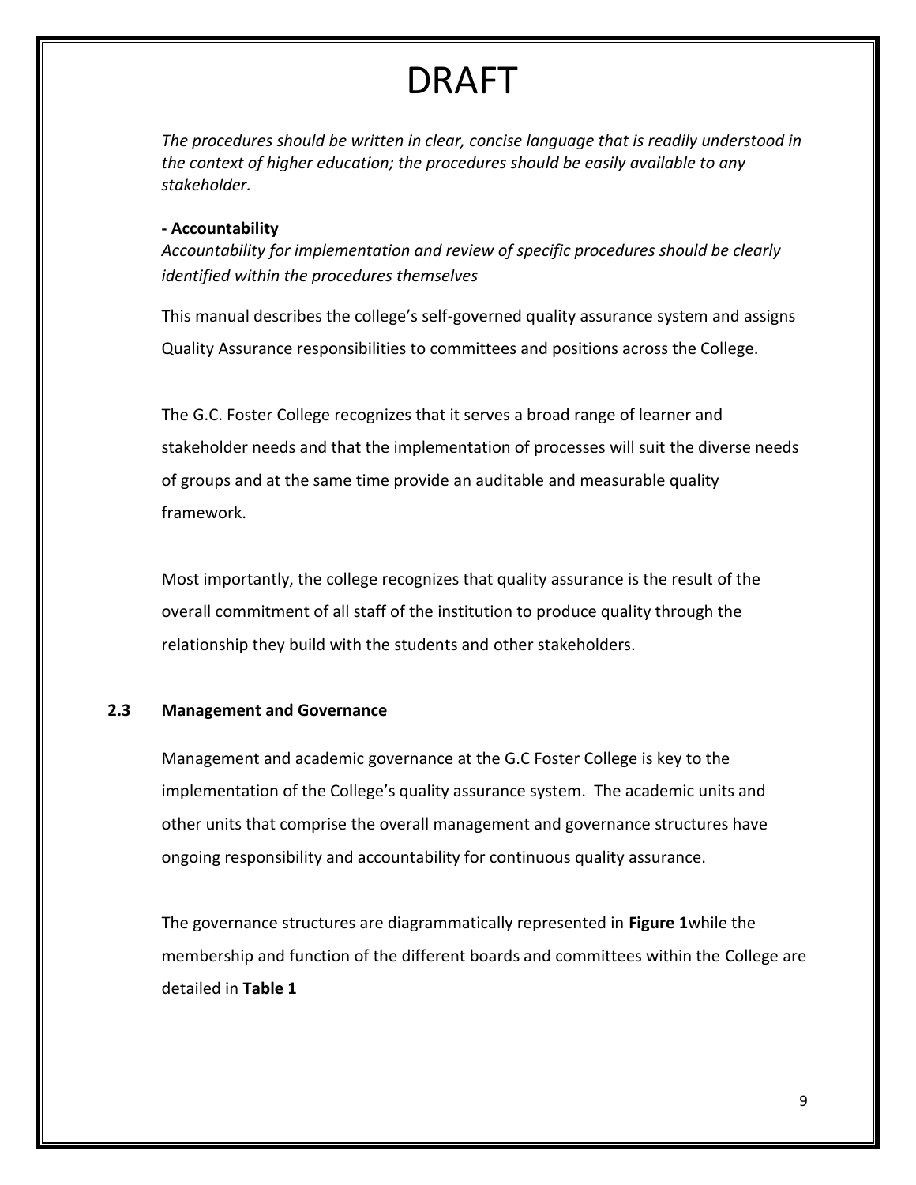DRAFT

*The procedures should be written in clear, concise language that is readily understood in the context of higher education; the procedures should be easily available to any stakeholder.*

**- Accountability**

*Accountability for implementation and review of specific procedures should be clearly identified within the procedures themselves*

This manual describes the college's self-governed quality assurance system and assigns Quality Assurance responsibilities to committees and positions across the College.

The G.C. Foster College recognizes that it serves a broad range of learner and stakeholder needs and that the implementation of processes will suit the diverse needs of groups and at the same time provide an auditable and measurable quality framework.

Most importantly, the college recognizes that quality assurance is the result of the overall commitment of all staff of the institution to produce quality through the relationship they build with the students and other stakeholders.

### 2.3 Management and Governance

Management and academic governance at the G.C Foster College is key to the implementation of the College's quality assurance system. The academic units and other units that comprise the overall management and governance structures have ongoing responsibility and accountability for continuous quality assurance.

The governance structures are diagrammatically represented in **Figure 1**while the membership and function of the different boards and committees within the College are detailed in **Table 1**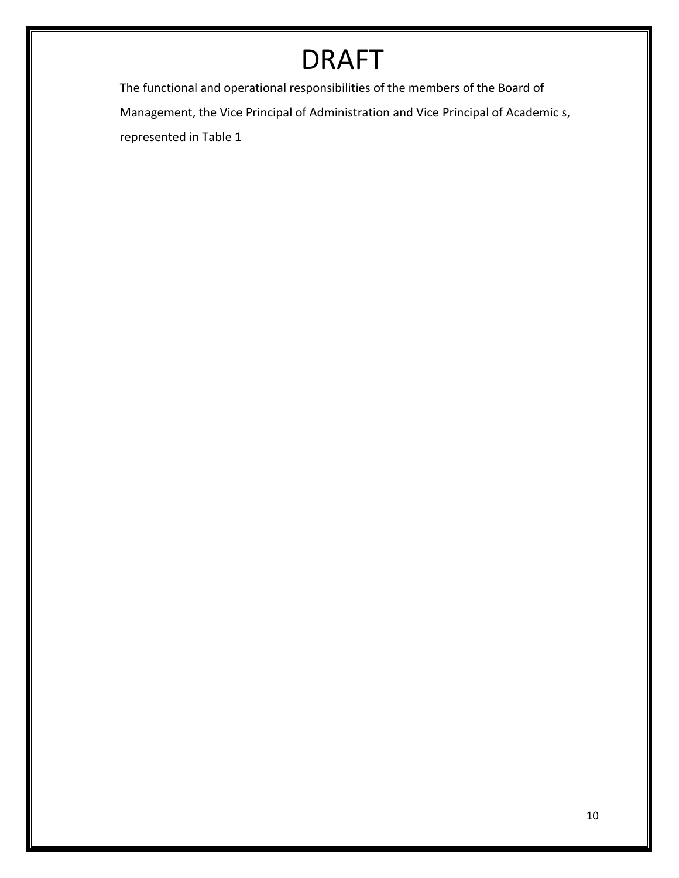# DRAFT

The functional and operational responsibilities of the members of the Board of Management, the Vice Principal of Administration and Vice Principal of Academic s, represented in Table 1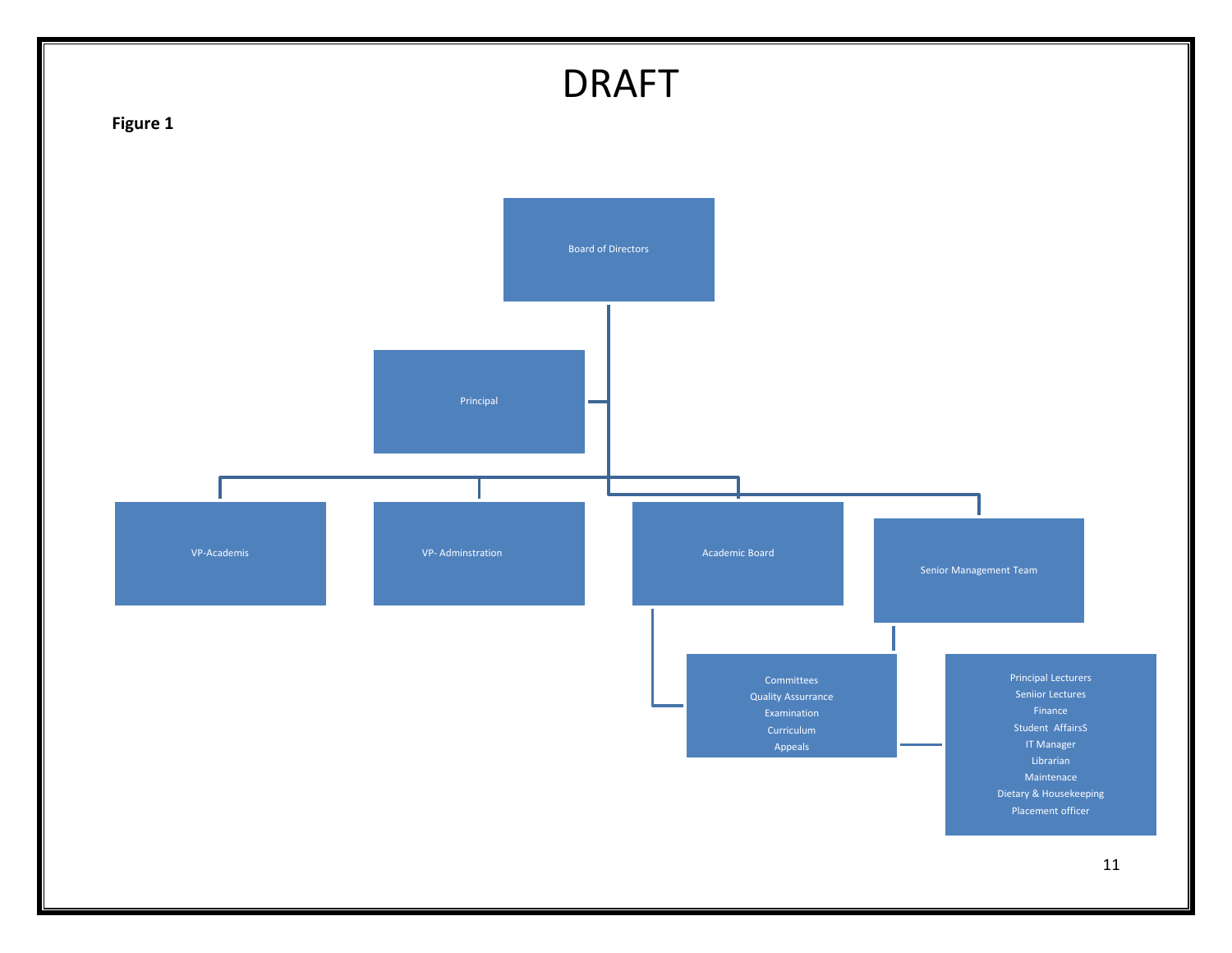# DRAFT

**Figure 1**

Board of Directors

Principal

VP-Academis

VP- Adminstration

Academic Board

Senior Management Team

Committees
Quality Assurrance
Examination
Curriculum
Appeals

Principal Lecturers
Seniior Lectures
Finance
Student AffairsS
IT Manager
Librarian
Maintenace
Dietary & Housekeeping
Placement officer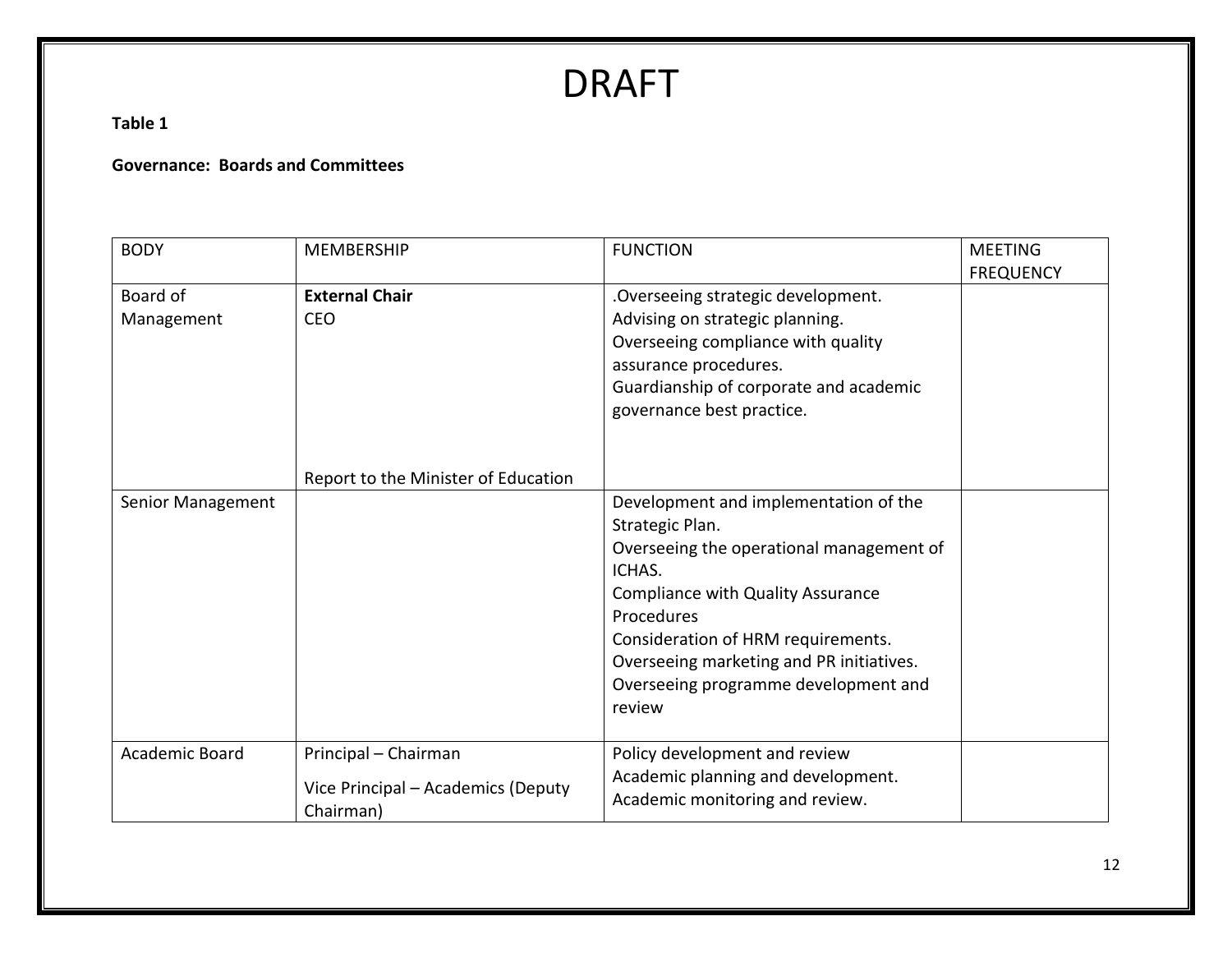# DRAFT

**Table 1**

**Governance: Boards and Committees**

| BODY | MEMBERSHIP | FUNCTION | MEETING FREQUENCY |
|---|---|---|---|
| Board of Management | **External Chair**<br>CEO<br><br><br><br><br><br>Report to the Minister of Education | .Overseeing strategic development.<br>Advising on strategic planning.<br>Overseeing compliance with quality assurance procedures.<br>Guardianship of corporate and academic governance best practice. | |
| Senior Management | | Development and implementation of the Strategic Plan.<br>Overseeing the operational management of ICHAS.<br>Compliance with Quality Assurance Procedures<br>Consideration of HRM requirements.<br>Overseeing marketing and PR initiatives.<br>Overseeing programme development and review | |
| Academic Board | Principal – Chairman<br>Vice Principal – Academics (Deputy Chairman) | Policy development and review<br>Academic planning and development.<br>Academic monitoring and review. | |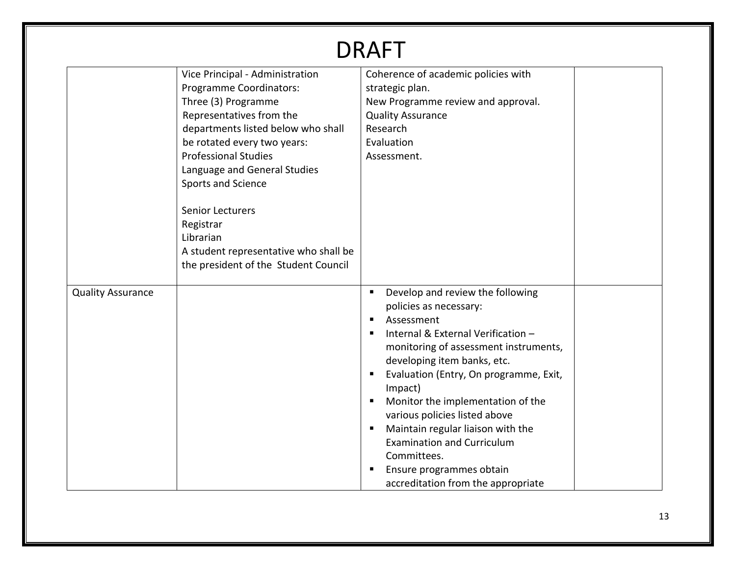# DRAFT

| | | | |
|---|---|---|---|
| | Vice Principal - Administration<br>Programme Coordinators:<br>Three (3) Programme Representatives from the departments listed below who shall be rotated every two years:<br>Professional Studies<br>Language and General Studies<br>Sports and Science<br><br>Senior Lecturers<br>Registrar<br>Librarian<br>A student representative who shall be the president of the Student Council | Coherence of academic policies with strategic plan.<br>New Programme review and approval.<br>Quality Assurance<br>Research<br>Evaluation<br>Assessment. | |
| Quality Assurance | | ▪ Develop and review the following policies as necessary:<br>▪ Assessment<br>▪ Internal & External Verification – monitoring of assessment instruments, developing item banks, etc.<br>▪ Evaluation (Entry, On programme, Exit, Impact)<br>▪ Monitor the implementation of the various policies listed above<br>▪ Maintain regular liaison with the Examination and Curriculum Committees.<br>▪ Ensure programmes obtain accreditation from the appropriate | |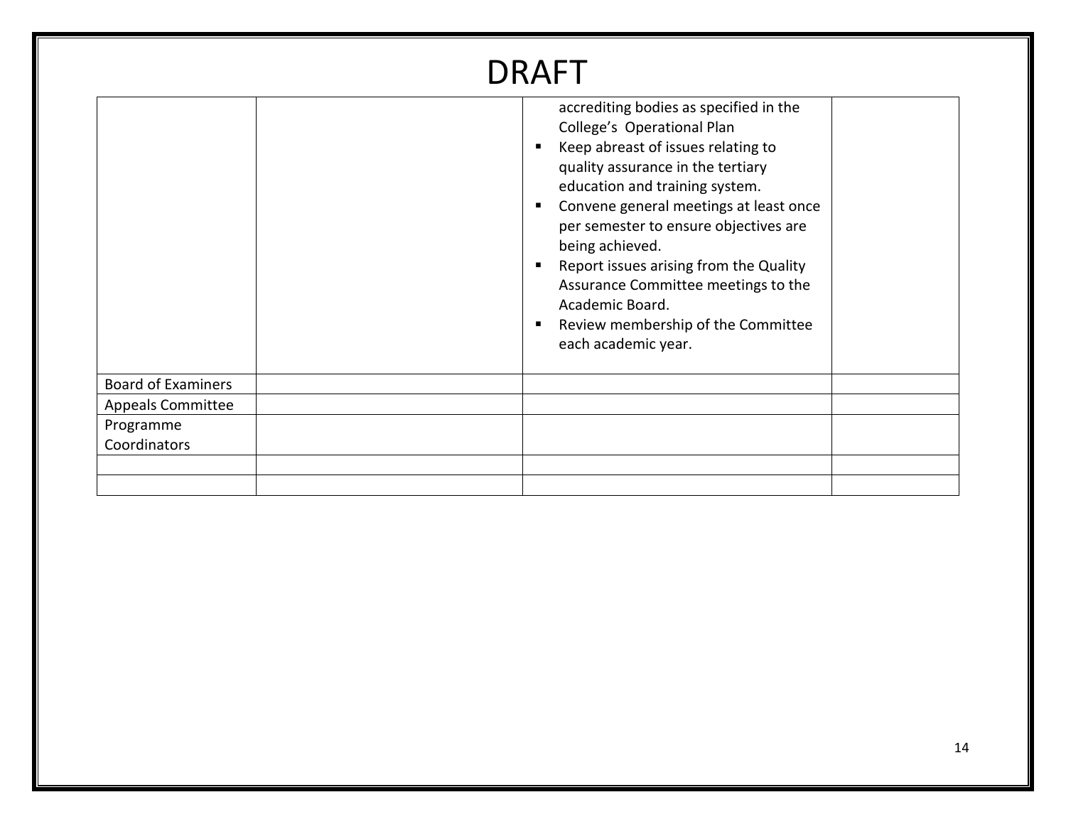# DRAFT

| | | | |
|---|---|---|---|
| | | accrediting bodies as specified in the College's Operational Plan<br>▪ Keep abreast of issues relating to quality assurance in the tertiary education and training system.<br>▪ Convene general meetings at least once per semester to ensure objectives are being achieved.<br>▪ Report issues arising from the Quality Assurance Committee meetings to the Academic Board.<br>▪ Review membership of the Committee each academic year. | |
| Board of Examiners | | | |
| Appeals Committee | | | |
| Programme Coordinators | | | |
| | | | |
| | | | |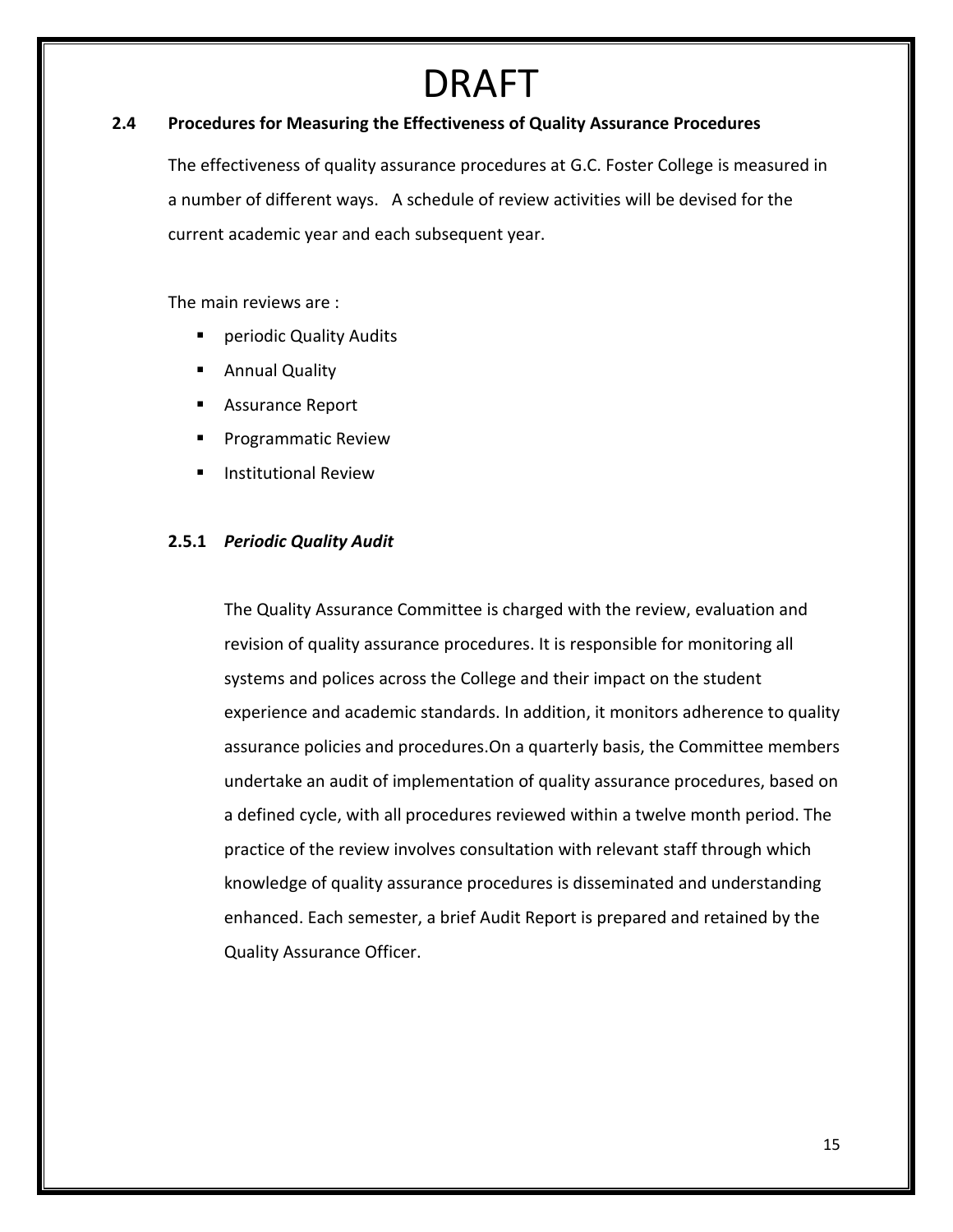# DRAFT

## 2.4 Procedures for Measuring the Effectiveness of Quality Assurance Procedures

The effectiveness of quality assurance procedures at G.C. Foster College is measured in a number of different ways. A schedule of review activities will be devised for the current academic year and each subsequent year.

The main reviews are :

- periodic Quality Audits
- Annual Quality
- Assurance Report
- Programmatic Review
- Institutional Review

### 2.5.1 *Periodic Quality Audit*

The Quality Assurance Committee is charged with the review, evaluation and revision of quality assurance procedures. It is responsible for monitoring all systems and polices across the College and their impact on the student experience and academic standards. In addition, it monitors adherence to quality assurance policies and procedures.On a quarterly basis, the Committee members undertake an audit of implementation of quality assurance procedures, based on a defined cycle, with all procedures reviewed within a twelve month period. The practice of the review involves consultation with relevant staff through which knowledge of quality assurance procedures is disseminated and understanding enhanced. Each semester, a brief Audit Report is prepared and retained by the Quality Assurance Officer.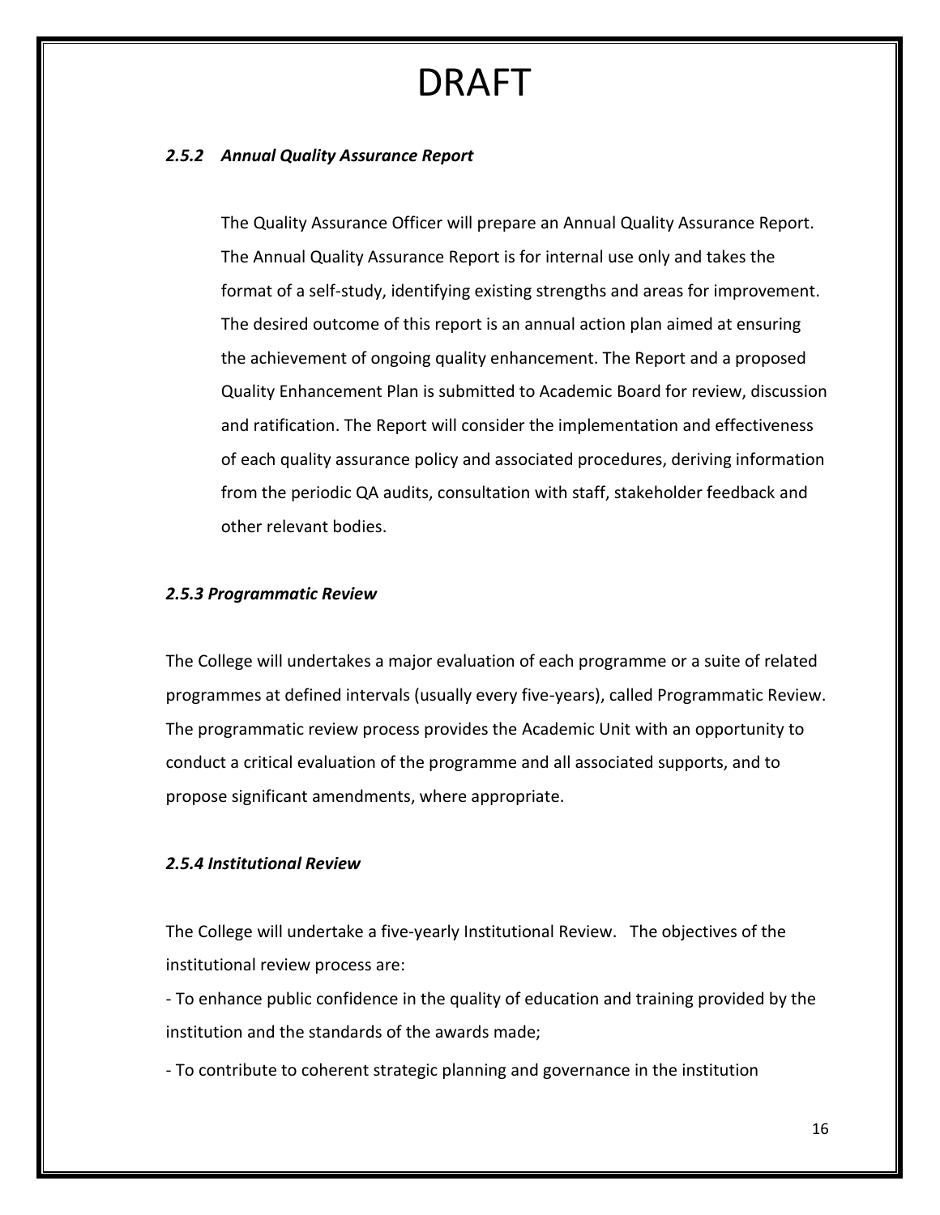# DRAFT

### *2.5.2 Annual Quality Assurance Report*

The Quality Assurance Officer will prepare an Annual Quality Assurance Report. The Annual Quality Assurance Report is for internal use only and takes the format of a self-study, identifying existing strengths and areas for improvement. The desired outcome of this report is an annual action plan aimed at ensuring the achievement of ongoing quality enhancement. The Report and a proposed Quality Enhancement Plan is submitted to Academic Board for review, discussion and ratification. The Report will consider the implementation and effectiveness of each quality assurance policy and associated procedures, deriving information from the periodic QA audits, consultation with staff, stakeholder feedback and other relevant bodies.

### *2.5.3 Programmatic Review*

The College will undertakes a major evaluation of each programme or a suite of related programmes at defined intervals (usually every five-years), called Programmatic Review. The programmatic review process provides the Academic Unit with an opportunity to conduct a critical evaluation of the programme and all associated supports, and to propose significant amendments, where appropriate.

### *2.5.4 Institutional Review*

The College will undertake a five-yearly Institutional Review. The objectives of the institutional review process are:

- To enhance public confidence in the quality of education and training provided by the institution and the standards of the awards made;
- To contribute to coherent strategic planning and governance in the institution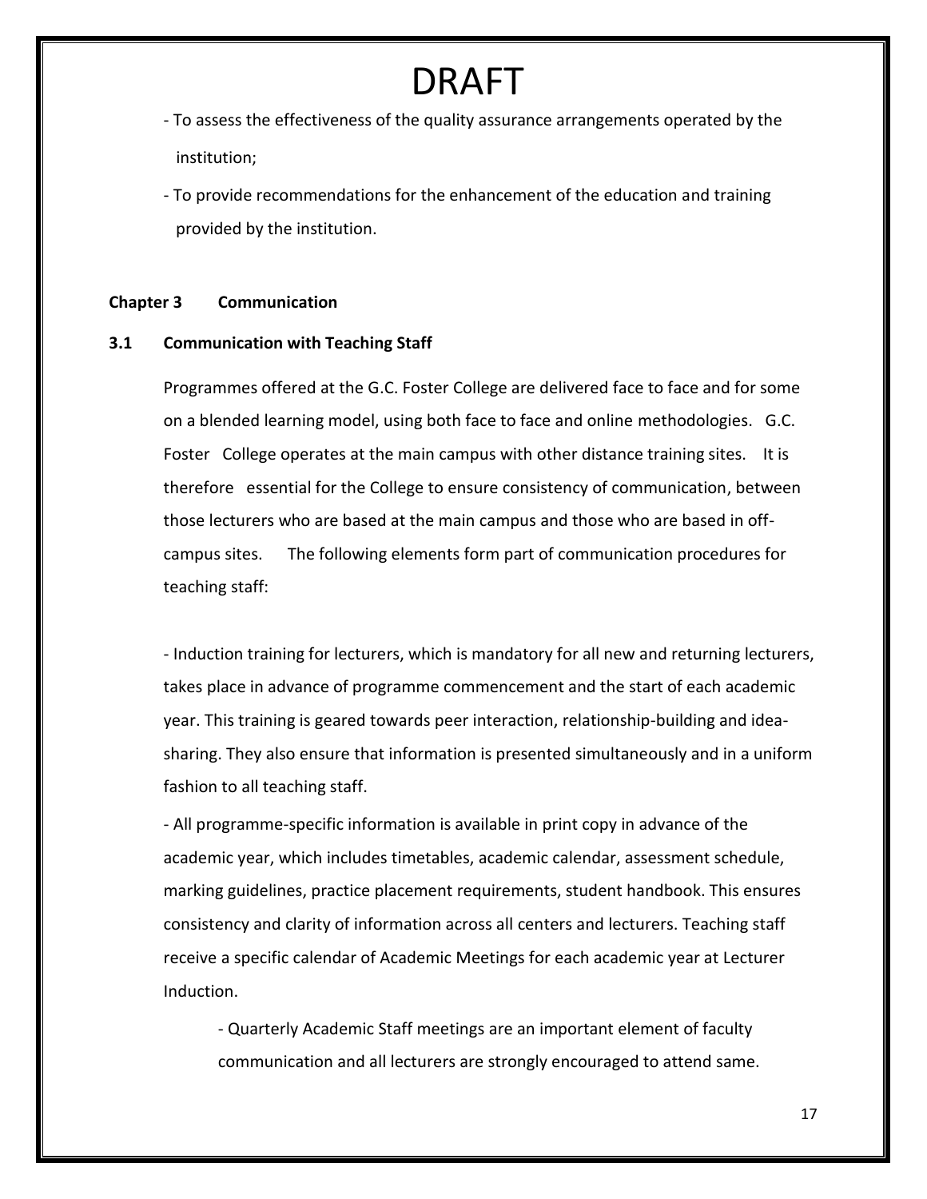# DRAFT

- To assess the effectiveness of the quality assurance arrangements operated by the institution;
- To provide recommendations for the enhancement of the education and training provided by the institution.

## Chapter 3 Communication

### 3.1 Communication with Teaching Staff

Programmes offered at the G.C. Foster College are delivered face to face and for some on a blended learning model, using both face to face and online methodologies. G.C. Foster College operates at the main campus with other distance training sites. It is therefore essential for the College to ensure consistency of communication, between those lecturers who are based at the main campus and those who are based in off-campus sites. The following elements form part of communication procedures for teaching staff:

- Induction training for lecturers, which is mandatory for all new and returning lecturers, takes place in advance of programme commencement and the start of each academic year. This training is geared towards peer interaction, relationship-building and idea-sharing. They also ensure that information is presented simultaneously and in a uniform fashion to all teaching staff.
- All programme-specific information is available in print copy in advance of the academic year, which includes timetables, academic calendar, assessment schedule, marking guidelines, practice placement requirements, student handbook. This ensures consistency and clarity of information across all centers and lecturers. Teaching staff receive a specific calendar of Academic Meetings for each academic year at Lecturer Induction.
    - Quarterly Academic Staff meetings are an important element of faculty communication and all lecturers are strongly encouraged to attend same.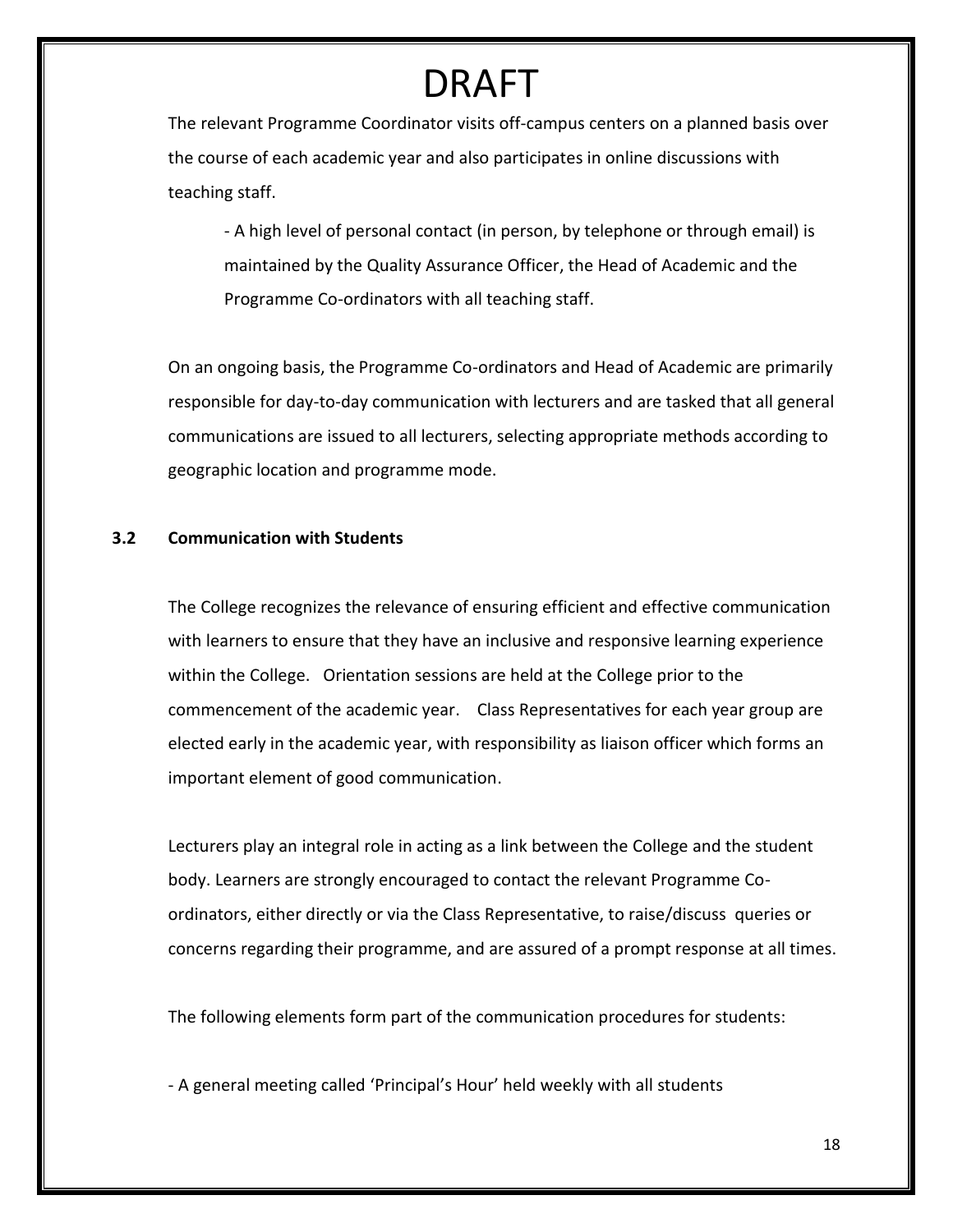# DRAFT

The relevant Programme Coordinator visits off-campus centers on a planned basis over the course of each academic year and also participates in online discussions with teaching staff.

- A high level of personal contact (in person, by telephone or through email) is maintained by the Quality Assurance Officer, the Head of Academic and the Programme Co-ordinators with all teaching staff.

On an ongoing basis, the Programme Co-ordinators and Head of Academic are primarily responsible for day-to-day communication with lecturers and are tasked that all general communications are issued to all lecturers, selecting appropriate methods according to geographic location and programme mode.

### 3.2 Communication with Students

The College recognizes the relevance of ensuring efficient and effective communication with learners to ensure that they have an inclusive and responsive learning experience within the College. Orientation sessions are held at the College prior to the commencement of the academic year. Class Representatives for each year group are elected early in the academic year, with responsibility as liaison officer which forms an important element of good communication.

Lecturers play an integral role in acting as a link between the College and the student body. Learners are strongly encouraged to contact the relevant Programme Co-ordinators, either directly or via the Class Representative, to raise/discuss queries or concerns regarding their programme, and are assured of a prompt response at all times.

The following elements form part of the communication procedures for students:

- A general meeting called 'Principal's Hour' held weekly with all students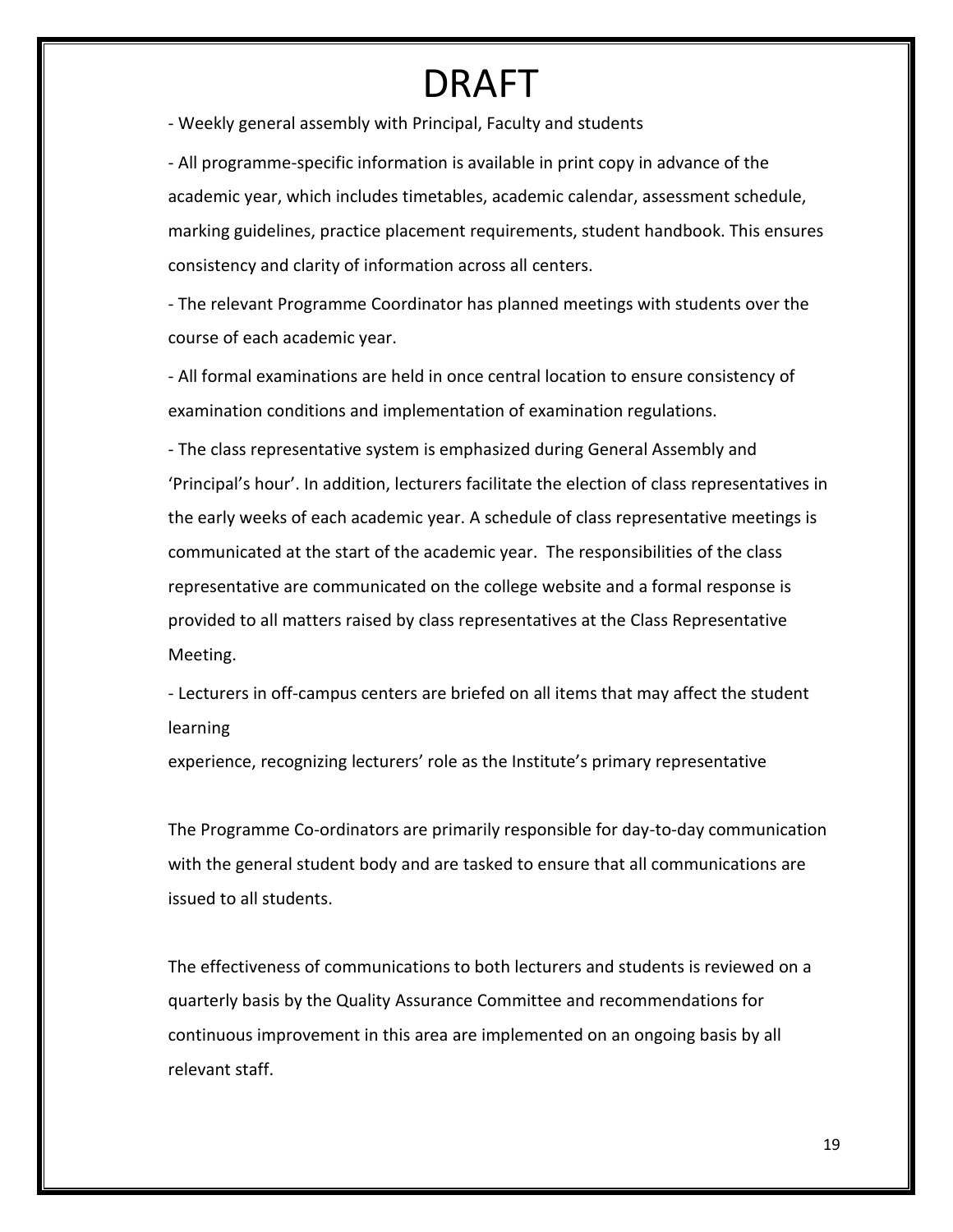# DRAFT

- Weekly general assembly with Principal, Faculty and students

- All programme-specific information is available in print copy in advance of the academic year, which includes timetables, academic calendar, assessment schedule, marking guidelines, practice placement requirements, student handbook. This ensures consistency and clarity of information across all centers.

- The relevant Programme Coordinator has planned meetings with students over the course of each academic year.

- All formal examinations are held in once central location to ensure consistency of examination conditions and implementation of examination regulations.

- The class representative system is emphasized during General Assembly and 'Principal's hour'. In addition, lecturers facilitate the election of class representatives in the early weeks of each academic year. A schedule of class representative meetings is communicated at the start of the academic year. The responsibilities of the class representative are communicated on the college website and a formal response is provided to all matters raised by class representatives at the Class Representative Meeting.

- Lecturers in off-campus centers are briefed on all items that may affect the student learning experience, recognizing lecturers' role as the Institute's primary representative

The Programme Co-ordinators are primarily responsible for day-to-day communication with the general student body and are tasked to ensure that all communications are issued to all students.

The effectiveness of communications to both lecturers and students is reviewed on a quarterly basis by the Quality Assurance Committee and recommendations for continuous improvement in this area are implemented on an ongoing basis by all relevant staff.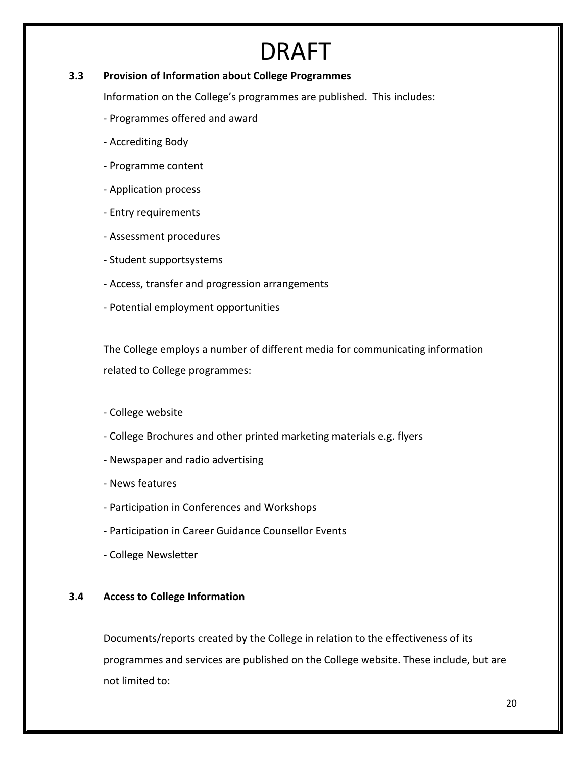DRAFT

### 3.3 Provision of Information about College Programmes

Information on the College's programmes are published. This includes:

- Programmes offered and award
- Accrediting Body
- Programme content
- Application process
- Entry requirements
- Assessment procedures
- Student supportsystems
- Access, transfer and progression arrangements
- Potential employment opportunities

The College employs a number of different media for communicating information related to College programmes:

- College website
- College Brochures and other printed marketing materials e.g. flyers
- Newspaper and radio advertising
- News features
- Participation in Conferences and Workshops
- Participation in Career Guidance Counsellor Events
- College Newsletter

### 3.4 Access to College Information

Documents/reports created by the College in relation to the effectiveness of its programmes and services are published on the College website. These include, but are not limited to: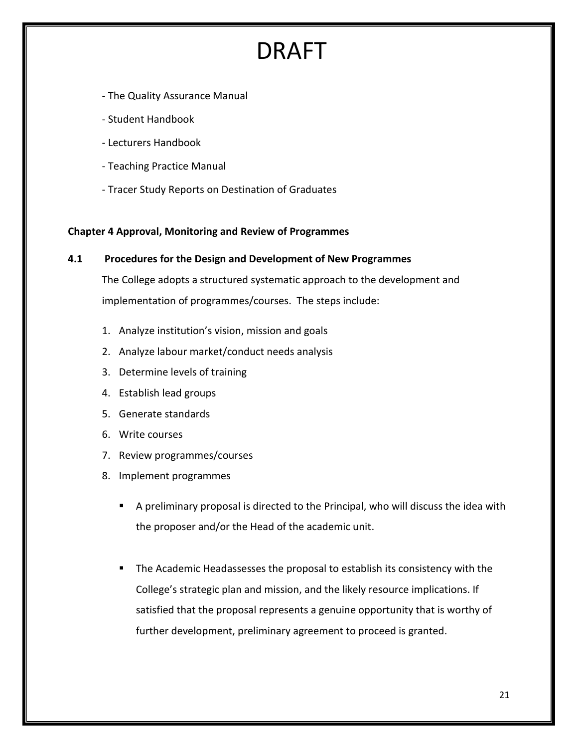# DRAFT

- The Quality Assurance Manual
- Student Handbook
- Lecturers Handbook
- Teaching Practice Manual
- Tracer Study Reports on Destination of Graduates

**Chapter 4 Approval, Monitoring and Review of Programmes**

**4.1 Procedures for the Design and Development of New Programmes**

The College adopts a structured systematic approach to the development and implementation of programmes/courses. The steps include:

1. Analyze institution's vision, mission and goals
2. Analyze labour market/conduct needs analysis
3. Determine levels of training
4. Establish lead groups
5. Generate standards
6. Write courses
7. Review programmes/courses
8. Implement programmes

- A preliminary proposal is directed to the Principal, who will discuss the idea with the proposer and/or the Head of the academic unit.
- The Academic Headassesses the proposal to establish its consistency with the College's strategic plan and mission, and the likely resource implications. If satisfied that the proposal represents a genuine opportunity that is worthy of further development, preliminary agreement to proceed is granted.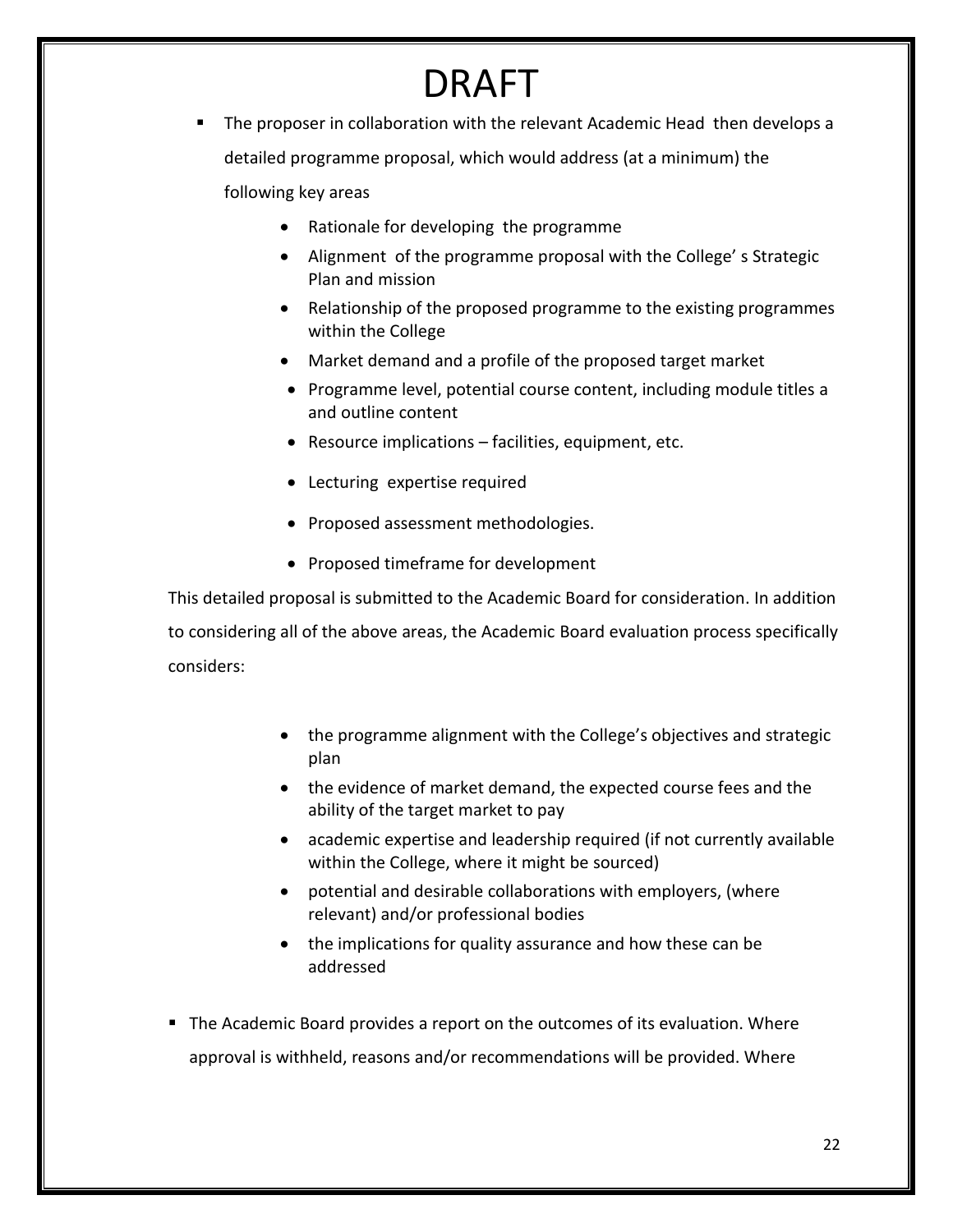# DRAFT

- The proposer in collaboration with the relevant Academic Head then develops a detailed programme proposal, which would address (at a minimum) the following key areas
  - Rationale for developing the programme
  - Alignment of the programme proposal with the College' s Strategic Plan and mission
  - Relationship of the proposed programme to the existing programmes within the College
  - Market demand and a profile of the proposed target market
  - Programme level, potential course content, including module titles a and outline content
  - Resource implications – facilities, equipment, etc.
  - Lecturing expertise required
  - Proposed assessment methodologies.
  - Proposed timeframe for development

This detailed proposal is submitted to the Academic Board for consideration. In addition to considering all of the above areas, the Academic Board evaluation process specifically considers:

- the programme alignment with the College's objectives and strategic plan
- the evidence of market demand, the expected course fees and the ability of the target market to pay
- academic expertise and leadership required (if not currently available within the College, where it might be sourced)
- potential and desirable collaborations with employers, (where relevant) and/or professional bodies
- the implications for quality assurance and how these can be addressed

- The Academic Board provides a report on the outcomes of its evaluation. Where approval is withheld, reasons and/or recommendations will be provided. Where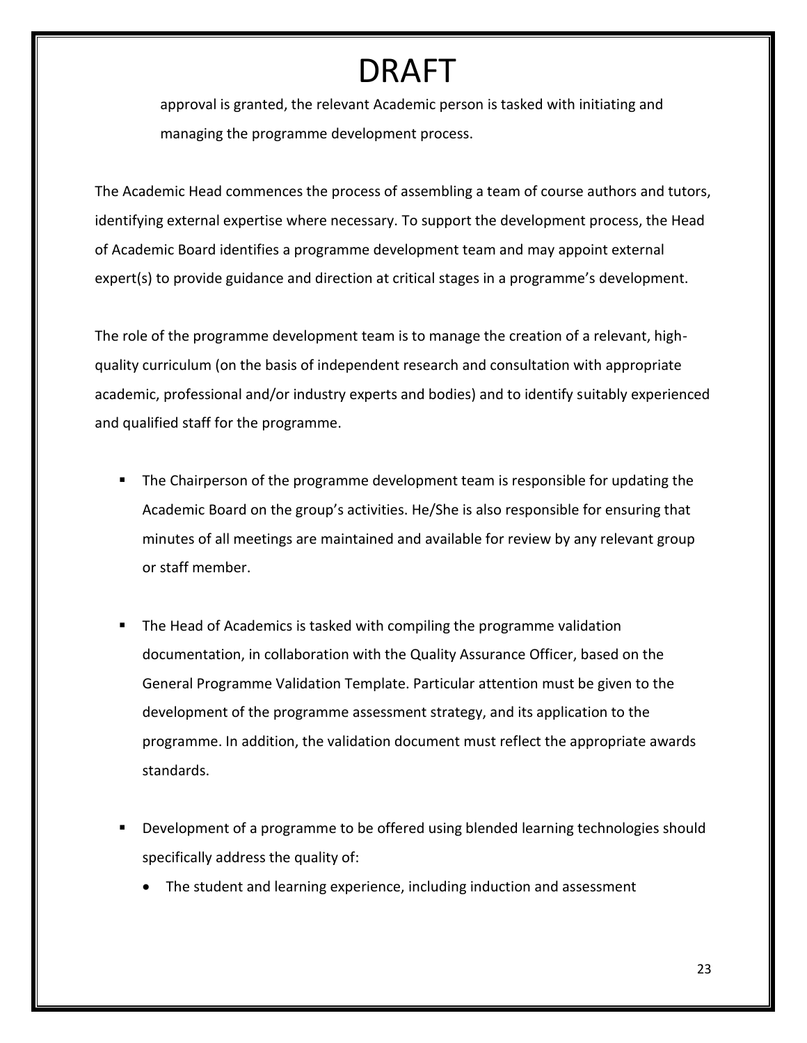# DRAFT

approval is granted, the relevant Academic person is tasked with initiating and managing the programme development process.

The Academic Head commences the process of assembling a team of course authors and tutors, identifying external expertise where necessary. To support the development process, the Head of Academic Board identifies a programme development team and may appoint external expert(s) to provide guidance and direction at critical stages in a programme's development.

The role of the programme development team is to manage the creation of a relevant, high-quality curriculum (on the basis of independent research and consultation with appropriate academic, professional and/or industry experts and bodies) and to identify suitably experienced and qualified staff for the programme.

- The Chairperson of the programme development team is responsible for updating the Academic Board on the group's activities. He/She is also responsible for ensuring that minutes of all meetings are maintained and available for review by any relevant group or staff member.

- The Head of Academics is tasked with compiling the programme validation documentation, in collaboration with the Quality Assurance Officer, based on the General Programme Validation Template. Particular attention must be given to the development of the programme assessment strategy, and its application to the programme. In addition, the validation document must reflect the appropriate awards standards.

- Development of a programme to be offered using blended learning technologies should specifically address the quality of:
  - The student and learning experience, including induction and assessment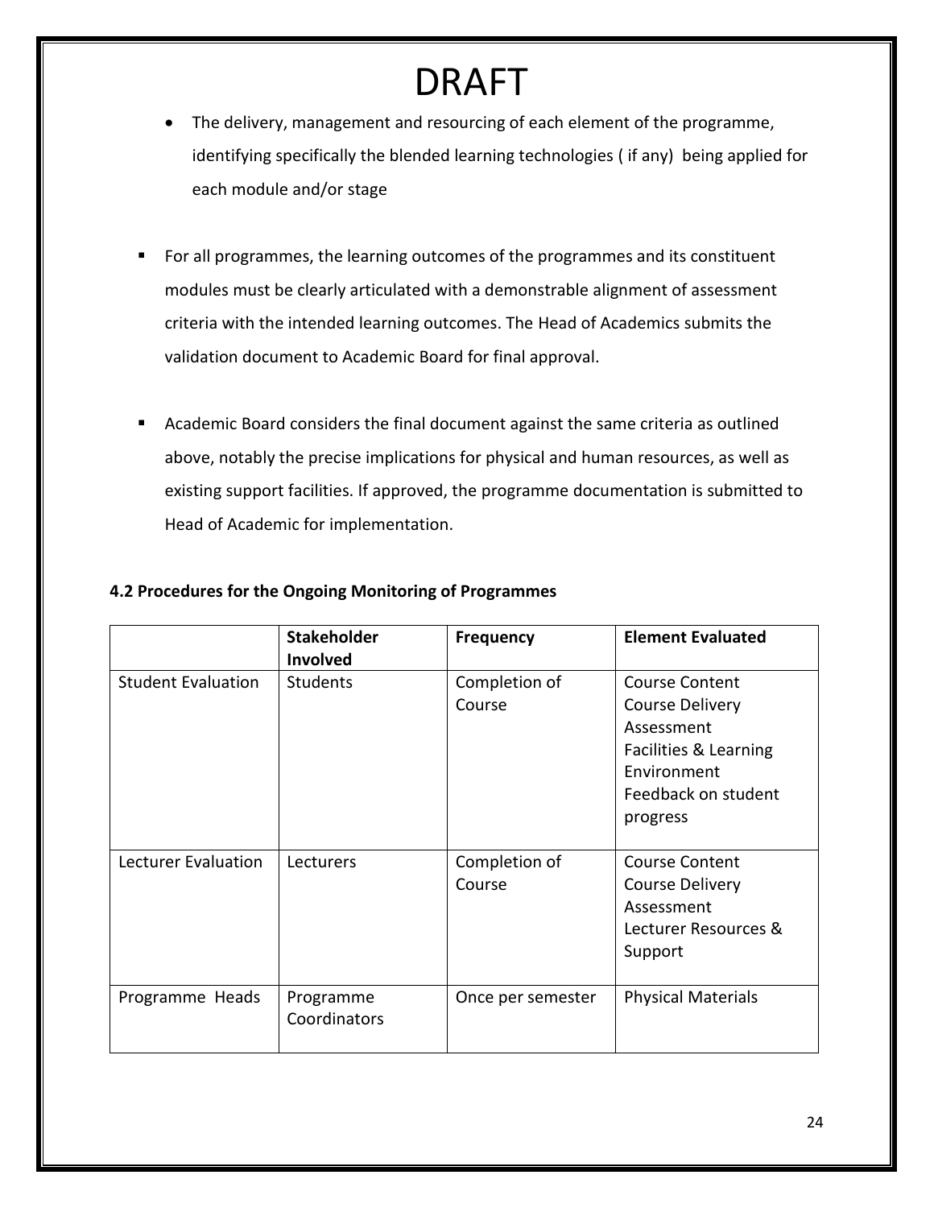# DRAFT

- The delivery, management and resourcing of each element of the programme, identifying specifically the blended learning technologies ( if any) being applied for each module and/or stage

- For all programmes, the learning outcomes of the programmes and its constituent modules must be clearly articulated with a demonstrable alignment of assessment criteria with the intended learning outcomes. The Head of Academics submits the validation document to Academic Board for final approval.

- Academic Board considers the final document against the same criteria as outlined above, notably the precise implications for physical and human resources, as well as existing support facilities. If approved, the programme documentation is submitted to Head of Academic for implementation.

### 4.2 Procedures for the Ongoing Monitoring of Programmes

| | Stakeholder Involved | Frequency | Element Evaluated |
|---|---|---|---|
| Student Evaluation | Students | Completion of Course | Course Content<br>Course Delivery<br>Assessment<br>Facilities & Learning Environment<br>Feedback on student progress |
| Lecturer Evaluation | Lecturers | Completion of Course | Course Content<br>Course Delivery<br>Assessment<br>Lecturer Resources & Support |
| Programme Heads | Programme Coordinators | Once per semester | Physical Materials |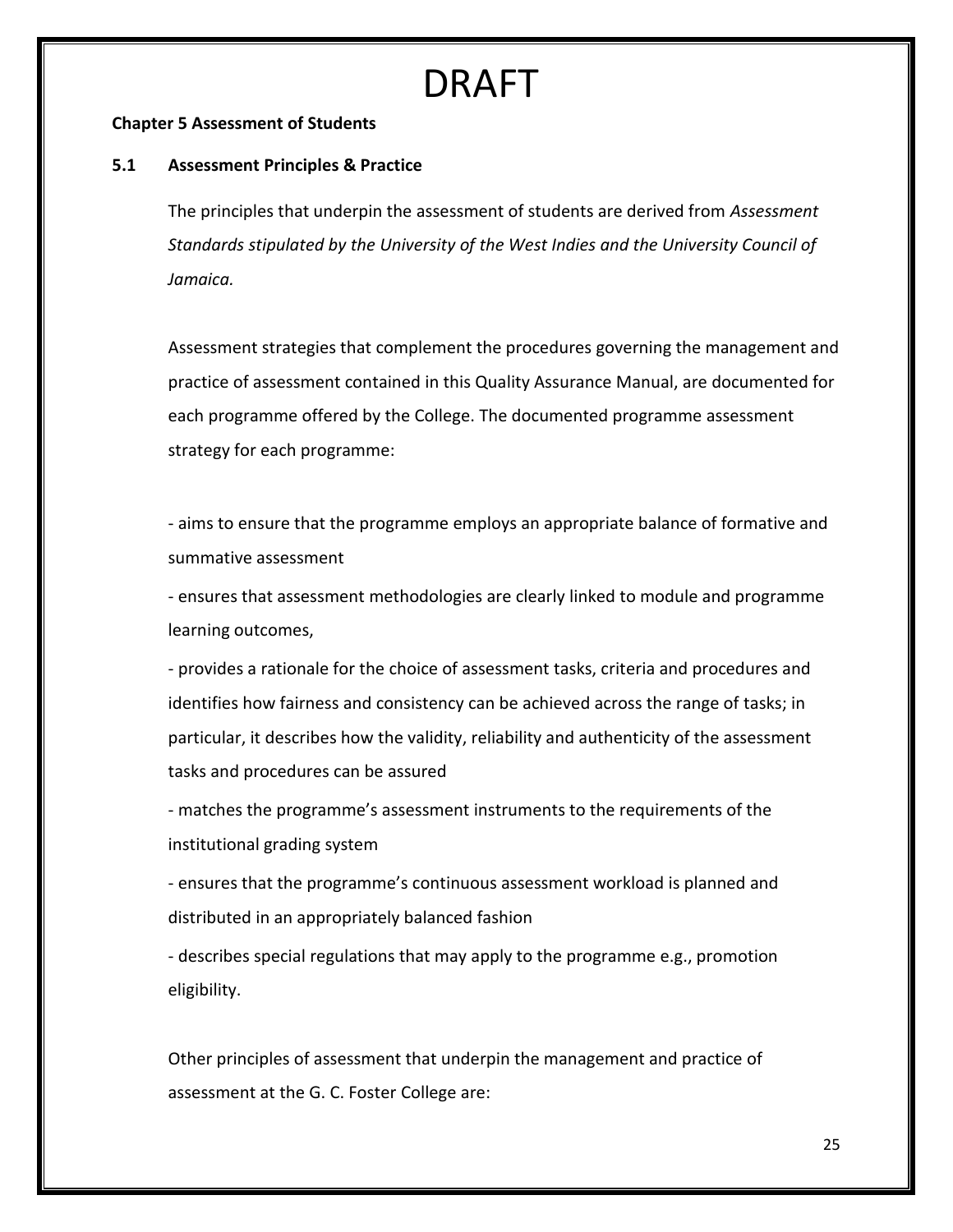# DRAFT

**Chapter 5 Assessment of Students**

**5.1 Assessment Principles & Practice**

The principles that underpin the assessment of students are derived from *Assessment Standards stipulated by the University of the West Indies and the University Council of Jamaica.*

Assessment strategies that complement the procedures governing the management and practice of assessment contained in this Quality Assurance Manual, are documented for each programme offered by the College. The documented programme assessment strategy for each programme:

- aims to ensure that the programme employs an appropriate balance of formative and summative assessment
- ensures that assessment methodologies are clearly linked to module and programme learning outcomes,
- provides a rationale for the choice of assessment tasks, criteria and procedures and identifies how fairness and consistency can be achieved across the range of tasks; in particular, it describes how the validity, reliability and authenticity of the assessment tasks and procedures can be assured
- matches the programme's assessment instruments to the requirements of the institutional grading system
- ensures that the programme's continuous assessment workload is planned and distributed in an appropriately balanced fashion
- describes special regulations that may apply to the programme e.g., promotion eligibility.

Other principles of assessment that underpin the management and practice of assessment at the G. C. Foster College are: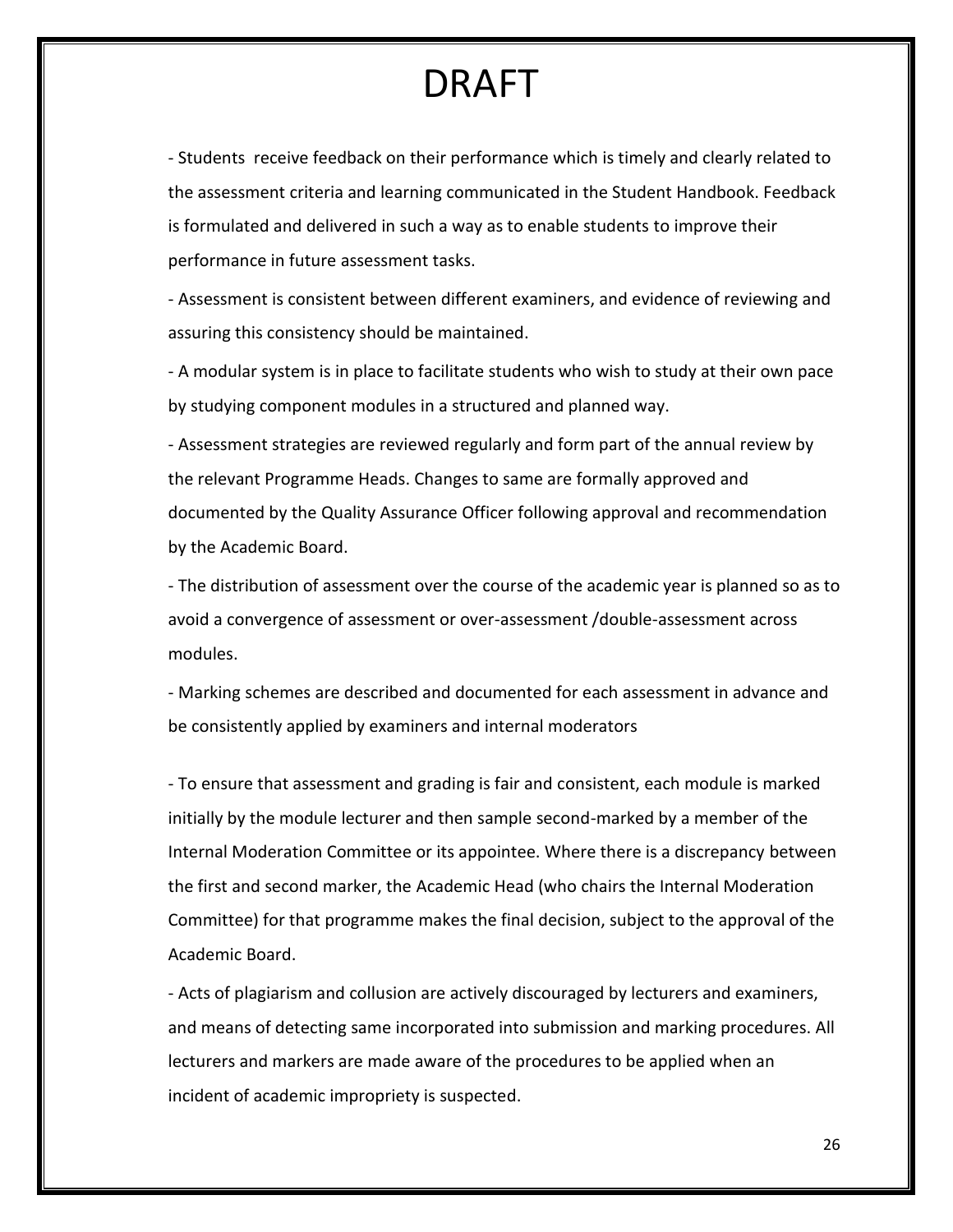# DRAFT

- Students  receive feedback on their performance which is timely and clearly related to the assessment criteria and learning communicated in the Student Handbook. Feedback is formulated and delivered in such a way as to enable students to improve their performance in future assessment tasks.

- Assessment is consistent between different examiners, and evidence of reviewing and assuring this consistency should be maintained.

- A modular system is in place to facilitate students who wish to study at their own pace by studying component modules in a structured and planned way.

- Assessment strategies are reviewed regularly and form part of the annual review by the relevant Programme Heads. Changes to same are formally approved and documented by the Quality Assurance Officer following approval and recommendation by the Academic Board.

- The distribution of assessment over the course of the academic year is planned so as to avoid a convergence of assessment or over-assessment /double-assessment across modules.

- Marking schemes are described and documented for each assessment in advance and be consistently applied by examiners and internal moderators

- To ensure that assessment and grading is fair and consistent, each module is marked initially by the module lecturer and then sample second-marked by a member of the Internal Moderation Committee or its appointee. Where there is a discrepancy between the first and second marker, the Academic Head (who chairs the Internal Moderation Committee) for that programme makes the final decision, subject to the approval of the Academic Board.

- Acts of plagiarism and collusion are actively discouraged by lecturers and examiners, and means of detecting same incorporated into submission and marking procedures. All lecturers and markers are made aware of the procedures to be applied when an incident of academic impropriety is suspected.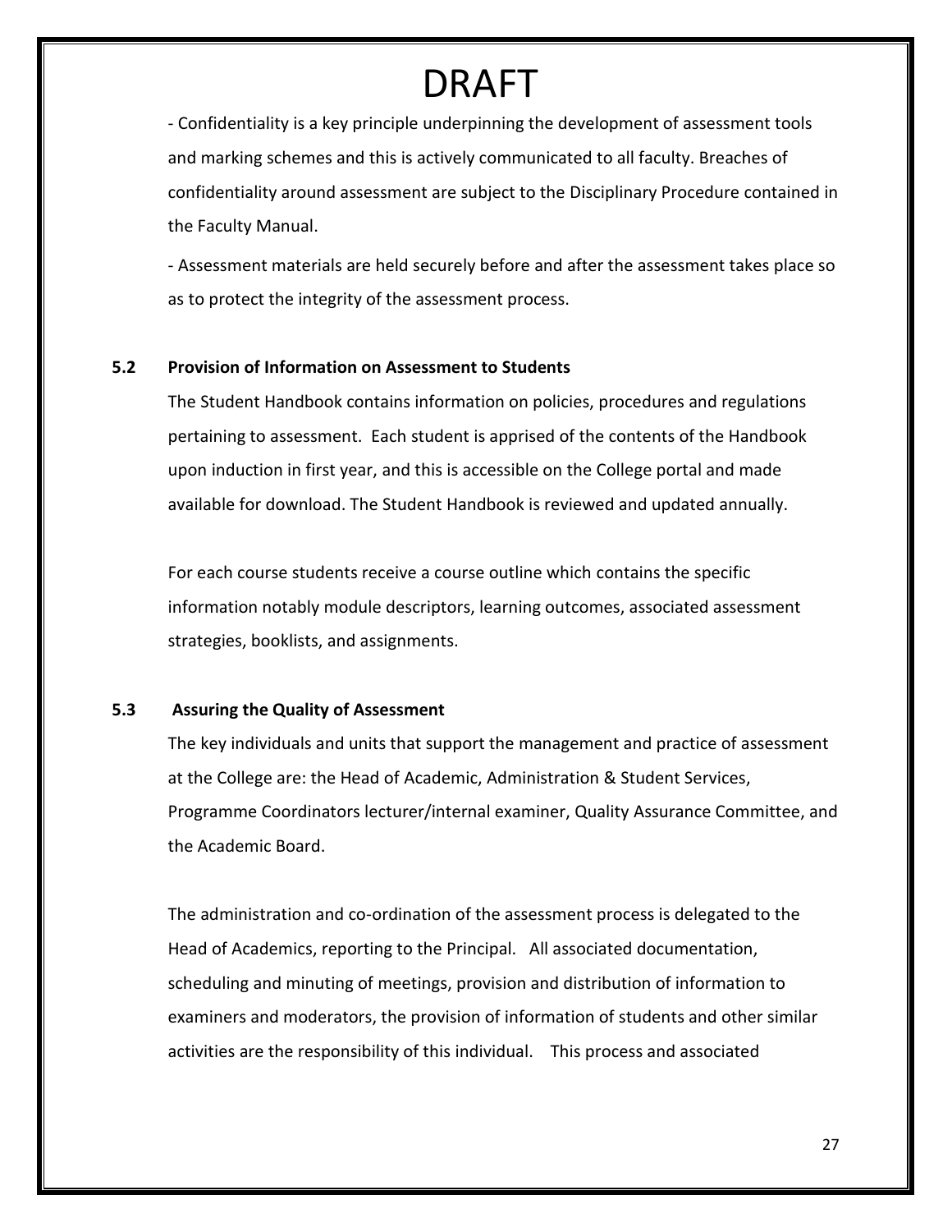# DRAFT

- Confidentiality is a key principle underpinning the development of assessment tools and marking schemes and this is actively communicated to all faculty. Breaches of confidentiality around assessment are subject to the Disciplinary Procedure contained in the Faculty Manual.

- Assessment materials are held securely before and after the assessment takes place so as to protect the integrity of the assessment process.

### 5.2 Provision of Information on Assessment to Students

The Student Handbook contains information on policies, procedures and regulations pertaining to assessment. Each student is apprised of the contents of the Handbook upon induction in first year, and this is accessible on the College portal and made available for download. The Student Handbook is reviewed and updated annually.

For each course students receive a course outline which contains the specific information notably module descriptors, learning outcomes, associated assessment strategies, booklists, and assignments.

### 5.3 Assuring the Quality of Assessment

The key individuals and units that support the management and practice of assessment at the College are: the Head of Academic, Administration & Student Services, Programme Coordinators lecturer/internal examiner, Quality Assurance Committee, and the Academic Board.

The administration and co-ordination of the assessment process is delegated to the Head of Academics, reporting to the Principal. All associated documentation, scheduling and minuting of meetings, provision and distribution of information to examiners and moderators, the provision of information of students and other similar activities are the responsibility of this individual. This process and associated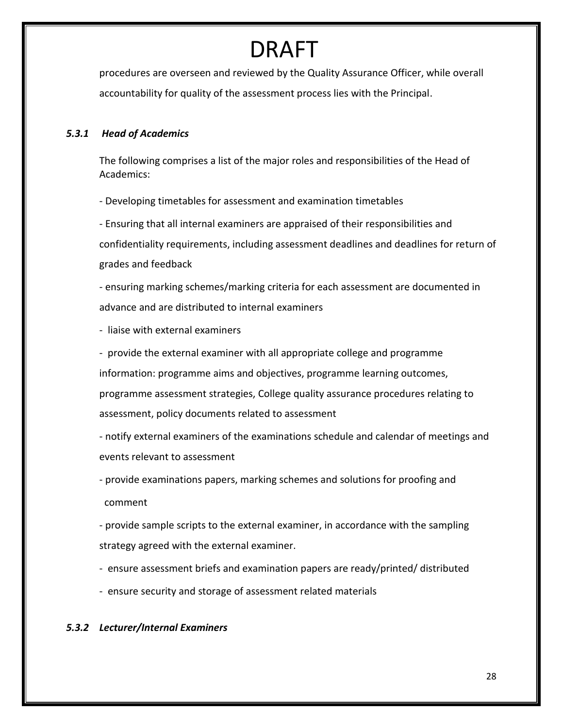DRAFT

procedures are overseen and reviewed by the Quality Assurance Officer, while overall accountability for quality of the assessment process lies with the Principal.

### *5.3.1 Head of Academics*

The following comprises a list of the major roles and responsibilities of the Head of Academics:

- Developing timetables for assessment and examination timetables
- Ensuring that all internal examiners are appraised of their responsibilities and confidentiality requirements, including assessment deadlines and deadlines for return of grades and feedback
- ensuring marking schemes/marking criteria for each assessment are documented in advance and are distributed to internal examiners
- liaise with external examiners
- provide the external examiner with all appropriate college and programme information: programme aims and objectives, programme learning outcomes, programme assessment strategies, College quality assurance procedures relating to assessment, policy documents related to assessment
- notify external examiners of the examinations schedule and calendar of meetings and events relevant to assessment
- provide examinations papers, marking schemes and solutions for proofing and comment
- provide sample scripts to the external examiner, in accordance with the sampling strategy agreed with the external examiner.
- ensure assessment briefs and examination papers are ready/printed/ distributed
- ensure security and storage of assessment related materials

### *5.3.2 Lecturer/Internal Examiners*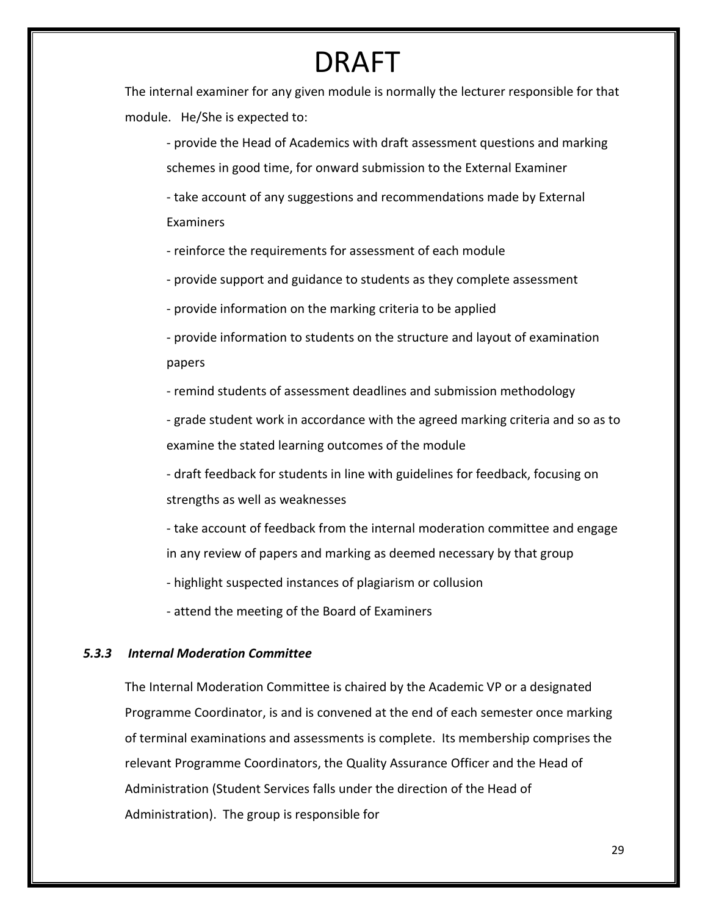# DRAFT

The internal examiner for any given module is normally the lecturer responsible for that module. He/She is expected to:

- provide the Head of Academics with draft assessment questions and marking schemes in good time, for onward submission to the External Examiner
- take account of any suggestions and recommendations made by External Examiners
- reinforce the requirements for assessment of each module
- provide support and guidance to students as they complete assessment
- provide information on the marking criteria to be applied
- provide information to students on the structure and layout of examination papers
- remind students of assessment deadlines and submission methodology
- grade student work in accordance with the agreed marking criteria and so as to examine the stated learning outcomes of the module
- draft feedback for students in line with guidelines for feedback, focusing on strengths as well as weaknesses
- take account of feedback from the internal moderation committee and engage in any review of papers and marking as deemed necessary by that group
- highlight suspected instances of plagiarism or collusion
- attend the meeting of the Board of Examiners

### *5.3.3 Internal Moderation Committee*

The Internal Moderation Committee is chaired by the Academic VP or a designated Programme Coordinator, is and is convened at the end of each semester once marking of terminal examinations and assessments is complete. Its membership comprises the relevant Programme Coordinators, the Quality Assurance Officer and the Head of Administration (Student Services falls under the direction of the Head of Administration). The group is responsible for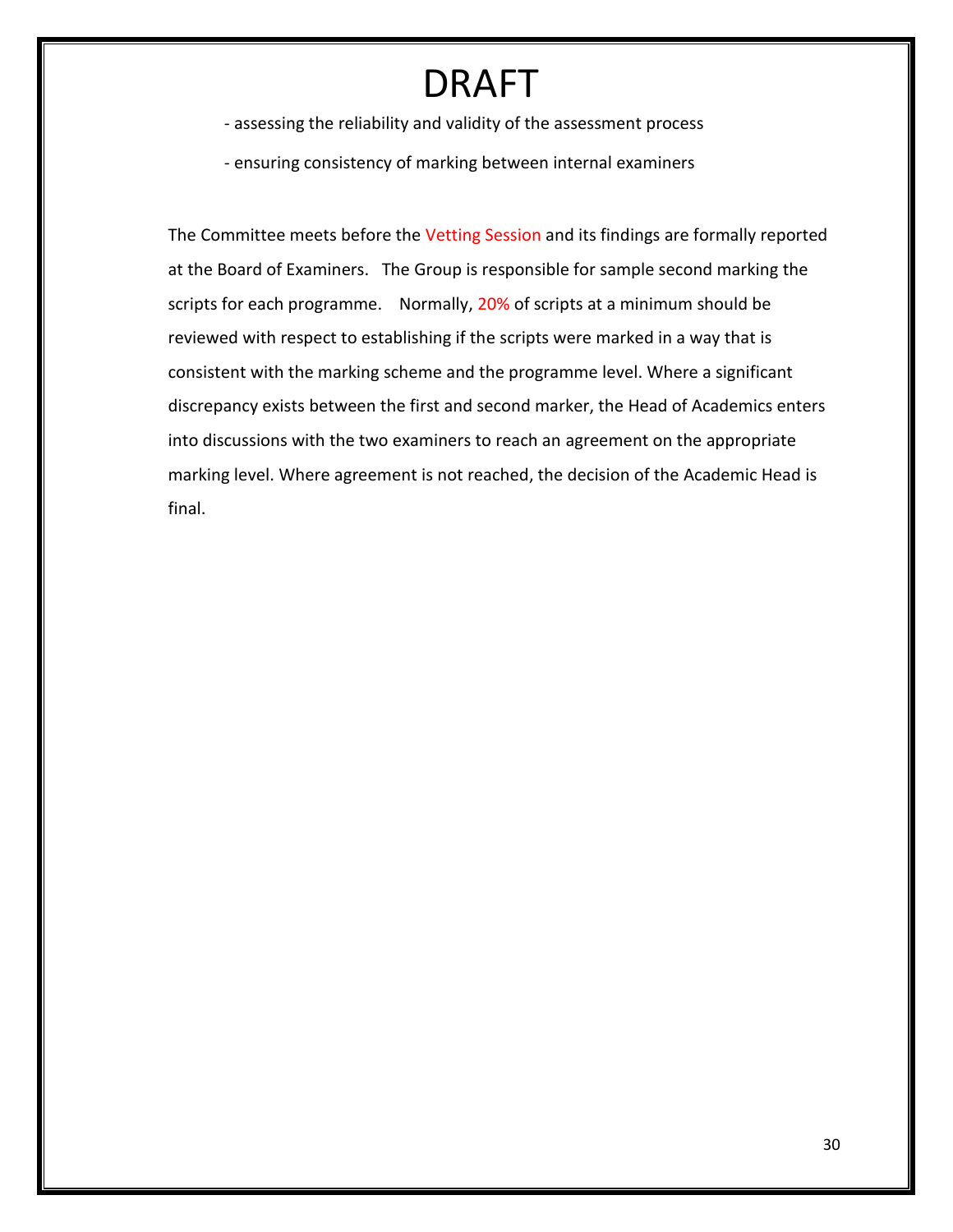# DRAFT

- assessing the reliability and validity of the assessment process
- ensuring consistency of marking between internal examiners

The Committee meets before the Vetting Session and its findings are formally reported at the Board of Examiners. The Group is responsible for sample second marking the scripts for each programme. Normally, 20% of scripts at a minimum should be reviewed with respect to establishing if the scripts were marked in a way that is consistent with the marking scheme and the programme level. Where a significant discrepancy exists between the first and second marker, the Head of Academics enters into discussions with the two examiners to reach an agreement on the appropriate marking level. Where agreement is not reached, the decision of the Academic Head is final.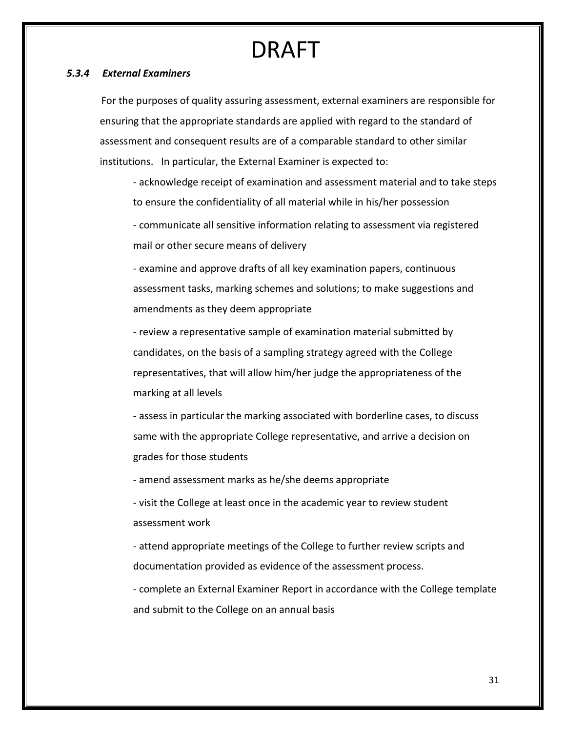# DRAFT

### *5.3.4 External Examiners*

For the purposes of quality assuring assessment, external examiners are responsible for ensuring that the appropriate standards are applied with regard to the standard of assessment and consequent results are of a comparable standard to other similar institutions. In particular, the External Examiner is expected to:

- acknowledge receipt of examination and assessment material and to take steps to ensure the confidentiality of all material while in his/her possession
- communicate all sensitive information relating to assessment via registered mail or other secure means of delivery
- examine and approve drafts of all key examination papers, continuous assessment tasks, marking schemes and solutions; to make suggestions and amendments as they deem appropriate
- review a representative sample of examination material submitted by candidates, on the basis of a sampling strategy agreed with the College representatives, that will allow him/her judge the appropriateness of the marking at all levels
- assess in particular the marking associated with borderline cases, to discuss same with the appropriate College representative, and arrive a decision on grades for those students
- amend assessment marks as he/she deems appropriate
- visit the College at least once in the academic year to review student assessment work
- attend appropriate meetings of the College to further review scripts and documentation provided as evidence of the assessment process.
- complete an External Examiner Report in accordance with the College template and submit to the College on an annual basis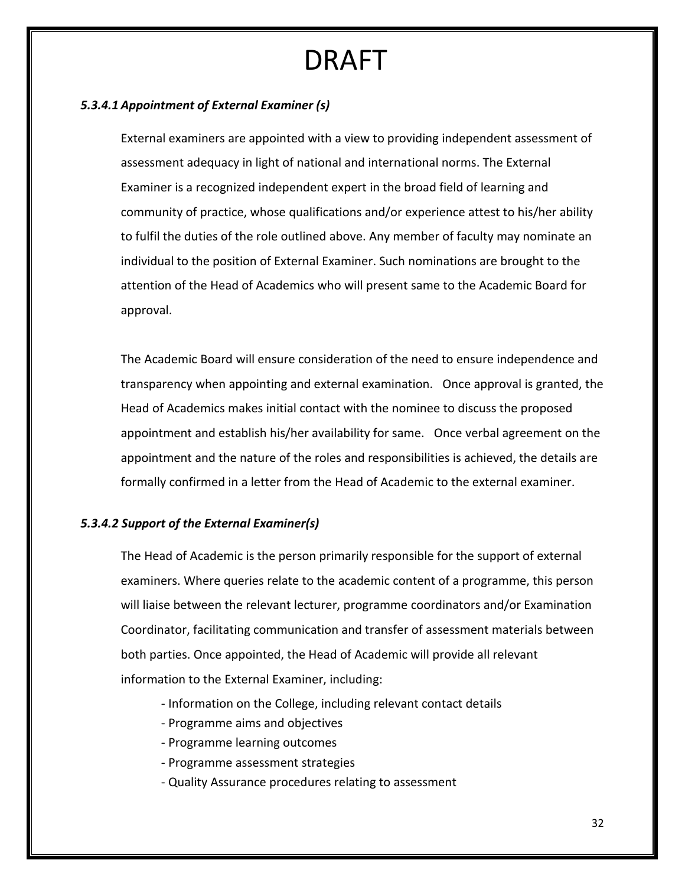# DRAFT

### *5.3.4.1 Appointment of External Examiner (s)*

External examiners are appointed with a view to providing independent assessment of assessment adequacy in light of national and international norms. The External Examiner is a recognized independent expert in the broad field of learning and community of practice, whose qualifications and/or experience attest to his/her ability to fulfil the duties of the role outlined above. Any member of faculty may nominate an individual to the position of External Examiner. Such nominations are brought to the attention of the Head of Academics who will present same to the Academic Board for approval.

The Academic Board will ensure consideration of the need to ensure independence and transparency when appointing and external examination. Once approval is granted, the Head of Academics makes initial contact with the nominee to discuss the proposed appointment and establish his/her availability for same. Once verbal agreement on the appointment and the nature of the roles and responsibilities is achieved, the details are formally confirmed in a letter from the Head of Academic to the external examiner.

### *5.3.4.2 Support of the External Examiner(s)*

The Head of Academic is the person primarily responsible for the support of external examiners. Where queries relate to the academic content of a programme, this person will liaise between the relevant lecturer, programme coordinators and/or Examination Coordinator, facilitating communication and transfer of assessment materials between both parties. Once appointed, the Head of Academic will provide all relevant information to the External Examiner, including:

- Information on the College, including relevant contact details
- Programme aims and objectives
- Programme learning outcomes
- Programme assessment strategies
- Quality Assurance procedures relating to assessment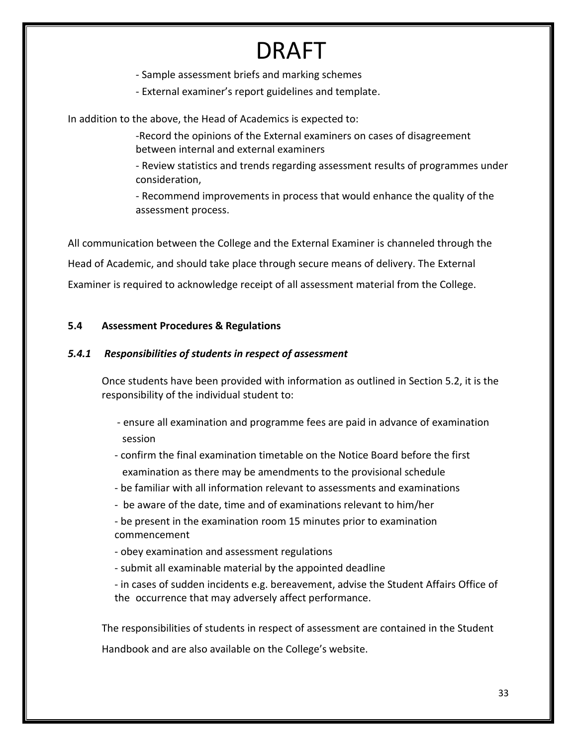# DRAFT

- Sample assessment briefs and marking schemes
- External examiner's report guidelines and template.

In addition to the above, the Head of Academics is expected to:

- Record the opinions of the External examiners on cases of disagreement between internal and external examiners
- Review statistics and trends regarding assessment results of programmes under consideration,
- Recommend improvements in process that would enhance the quality of the assessment process.

All communication between the College and the External Examiner is channeled through the Head of Academic, and should take place through secure means of delivery. The External Examiner is required to acknowledge receipt of all assessment material from the College.

### 5.4 Assessment Procedures & Regulations

#### *5.4.1 Responsibilities of students in respect of assessment*

Once students have been provided with information as outlined in Section 5.2, it is the responsibility of the individual student to:

- ensure all examination and programme fees are paid in advance of examination session
- confirm the final examination timetable on the Notice Board before the first examination as there may be amendments to the provisional schedule
- be familiar with all information relevant to assessments and examinations
- be aware of the date, time and of examinations relevant to him/her
- be present in the examination room 15 minutes prior to examination commencement
- obey examination and assessment regulations
- submit all examinable material by the appointed deadline
- in cases of sudden incidents e.g. bereavement, advise the Student Affairs Office of the occurrence that may adversely affect performance.

The responsibilities of students in respect of assessment are contained in the Student Handbook and are also available on the College's website.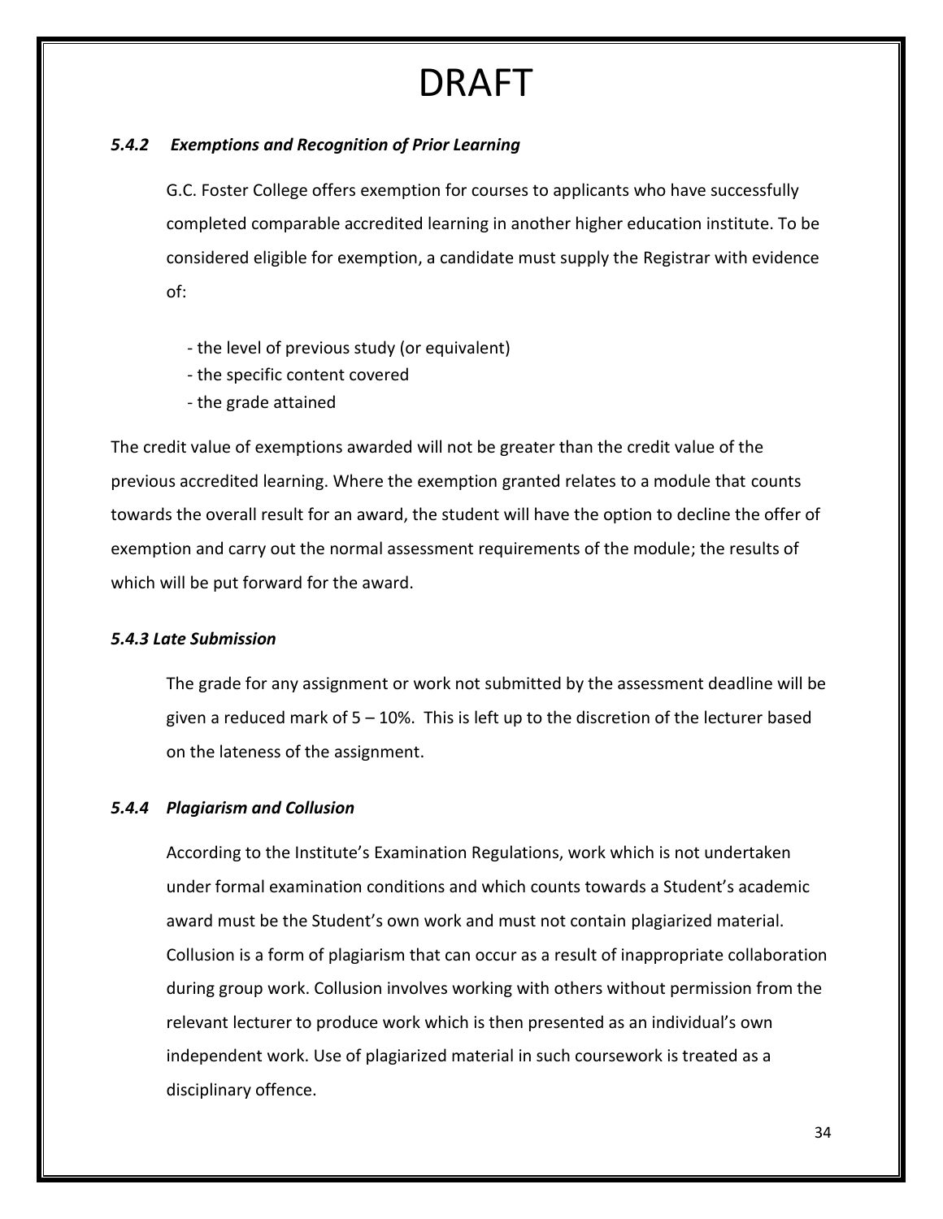# DRAFT

### *5.4.2 Exemptions and Recognition of Prior Learning*

G.C. Foster College offers exemption for courses to applicants who have successfully completed comparable accredited learning in another higher education institute. To be considered eligible for exemption, a candidate must supply the Registrar with evidence of:

- the level of previous study (or equivalent)
- the specific content covered
- the grade attained

The credit value of exemptions awarded will not be greater than the credit value of the previous accredited learning. Where the exemption granted relates to a module that counts towards the overall result for an award, the student will have the option to decline the offer of exemption and carry out the normal assessment requirements of the module; the results of which will be put forward for the award.

### *5.4.3 Late Submission*

The grade for any assignment or work not submitted by the assessment deadline will be given a reduced mark of 5 – 10%. This is left up to the discretion of the lecturer based on the lateness of the assignment.

### *5.4.4 Plagiarism and Collusion*

According to the Institute's Examination Regulations, work which is not undertaken under formal examination conditions and which counts towards a Student's academic award must be the Student's own work and must not contain plagiarized material. Collusion is a form of plagiarism that can occur as a result of inappropriate collaboration during group work. Collusion involves working with others without permission from the relevant lecturer to produce work which is then presented as an individual's own independent work. Use of plagiarized material in such coursework is treated as a disciplinary offence.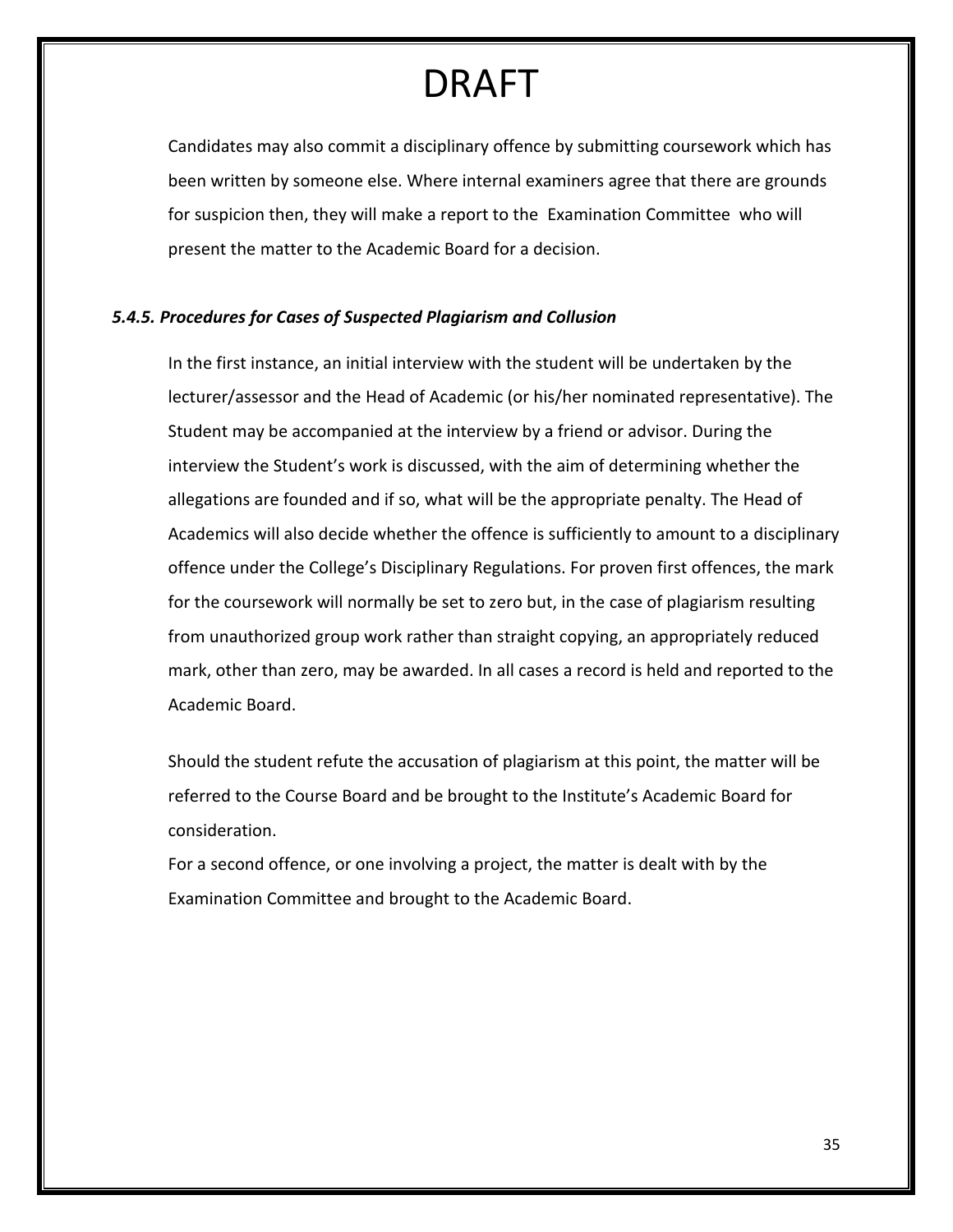# DRAFT

Candidates may also commit a disciplinary offence by submitting coursework which has been written by someone else. Where internal examiners agree that there are grounds for suspicion then, they will make a report to the Examination Committee who will present the matter to the Academic Board for a decision.

### *5.4.5. Procedures for Cases of Suspected Plagiarism and Collusion*

In the first instance, an initial interview with the student will be undertaken by the lecturer/assessor and the Head of Academic (or his/her nominated representative). The Student may be accompanied at the interview by a friend or advisor. During the interview the Student's work is discussed, with the aim of determining whether the allegations are founded and if so, what will be the appropriate penalty. The Head of Academics will also decide whether the offence is sufficiently to amount to a disciplinary offence under the College's Disciplinary Regulations. For proven first offences, the mark for the coursework will normally be set to zero but, in the case of plagiarism resulting from unauthorized group work rather than straight copying, an appropriately reduced mark, other than zero, may be awarded. In all cases a record is held and reported to the Academic Board.

Should the student refute the accusation of plagiarism at this point, the matter will be referred to the Course Board and be brought to the Institute's Academic Board for consideration.

For a second offence, or one involving a project, the matter is dealt with by the Examination Committee and brought to the Academic Board.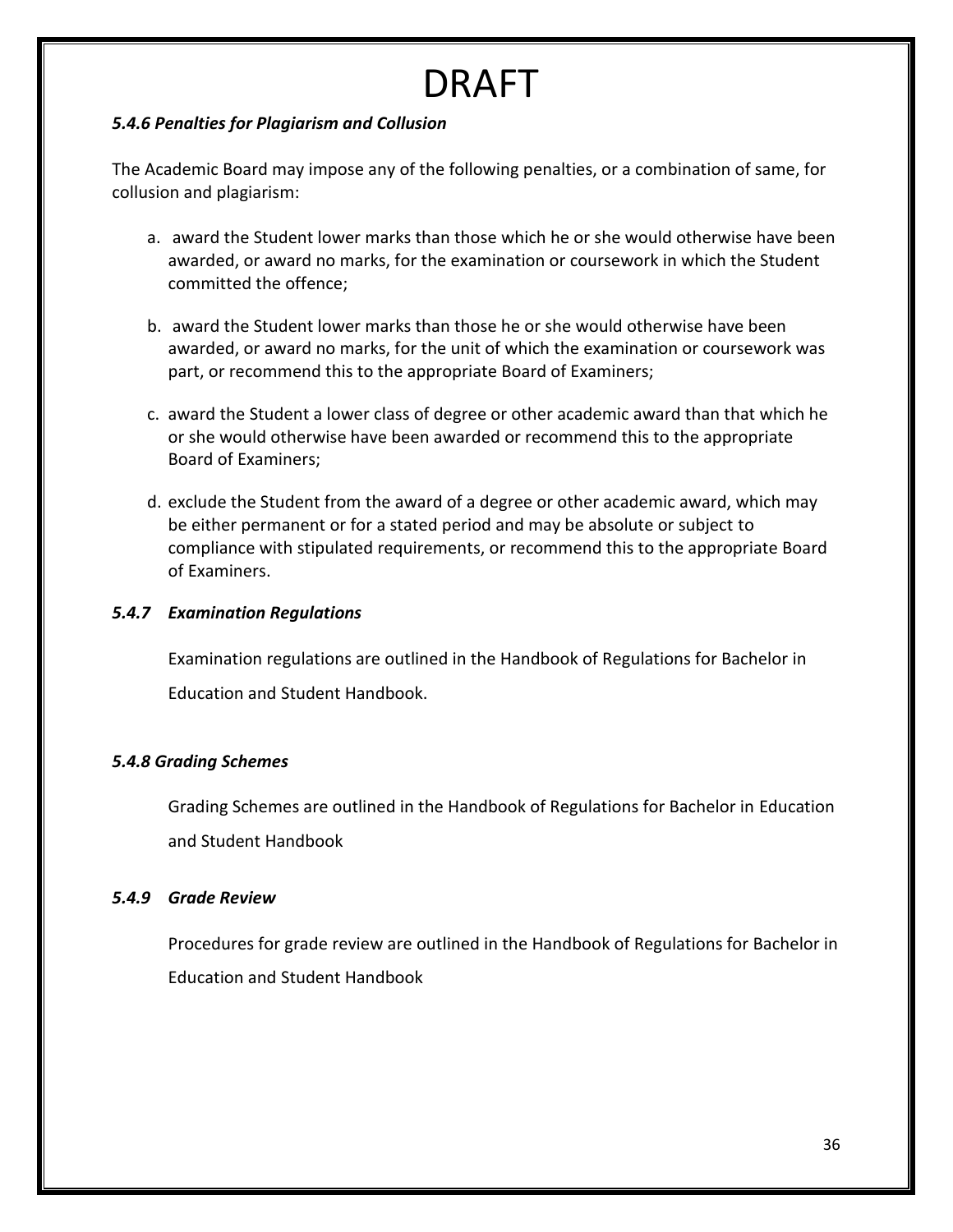# DRAFT

### *5.4.6 Penalties for Plagiarism and Collusion*

The Academic Board may impose any of the following penalties, or a combination of same, for collusion and plagiarism:

a. award the Student lower marks than those which he or she would otherwise have been awarded, or award no marks, for the examination or coursework in which the Student committed the offence;

b. award the Student lower marks than those he or she would otherwise have been awarded, or award no marks, for the unit of which the examination or coursework was part, or recommend this to the appropriate Board of Examiners;

c. award the Student a lower class of degree or other academic award than that which he or she would otherwise have been awarded or recommend this to the appropriate Board of Examiners;

d. exclude the Student from the award of a degree or other academic award, which may be either permanent or for a stated period and may be absolute or subject to compliance with stipulated requirements, or recommend this to the appropriate Board of Examiners.

### *5.4.7 Examination Regulations*

Examination regulations are outlined in the Handbook of Regulations for Bachelor in Education and Student Handbook.

### *5.4.8 Grading Schemes*

Grading Schemes are outlined in the Handbook of Regulations for Bachelor in Education and Student Handbook

### *5.4.9 Grade Review*

Procedures for grade review are outlined in the Handbook of Regulations for Bachelor in Education and Student Handbook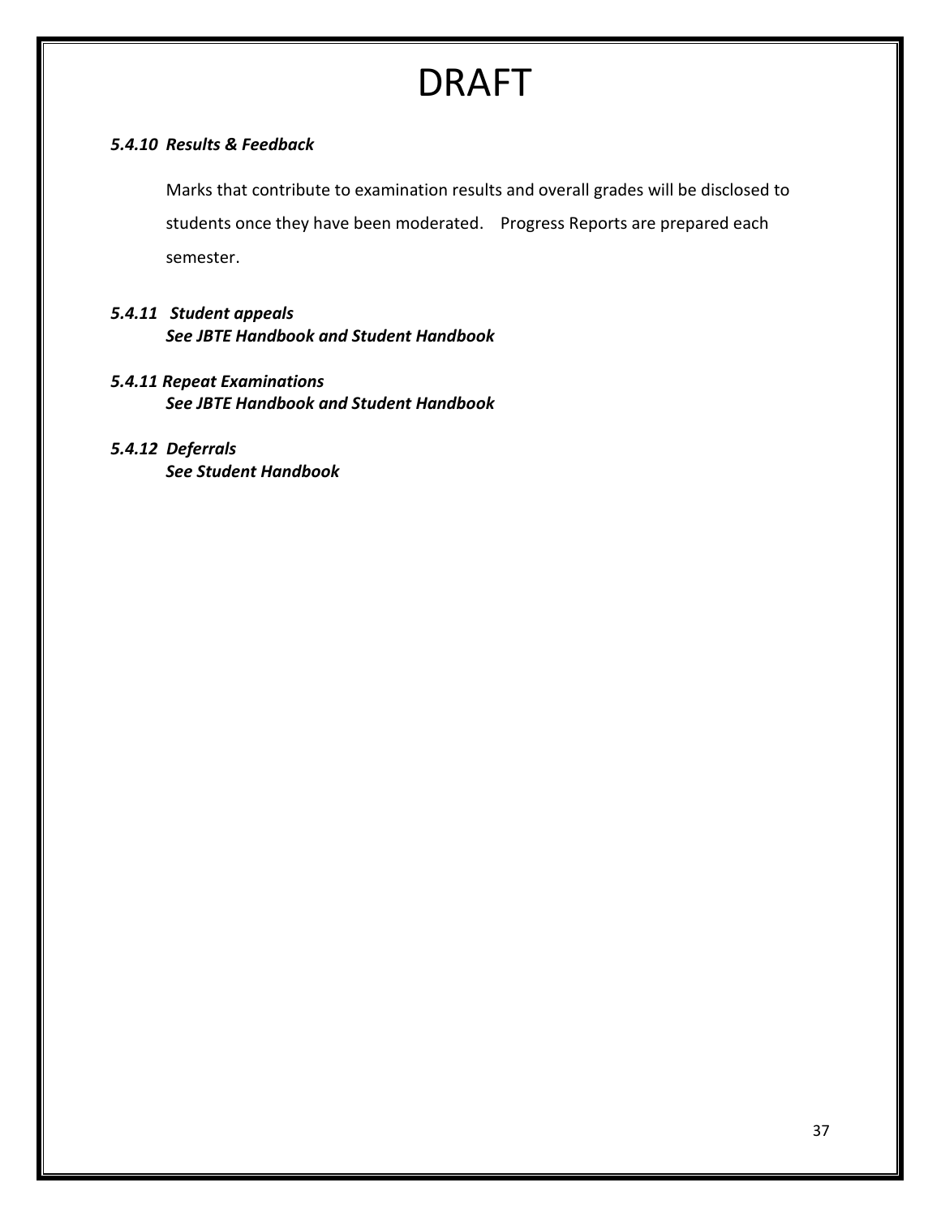# DRAFT

### *5.4.10 Results & Feedback*

Marks that contribute to examination results and overall grades will be disclosed to students once they have been moderated. Progress Reports are prepared each semester.

### *5.4.11 Student appeals*

***See JBTE Handbook and Student Handbook***

### *5.4.11 Repeat Examinations*

***See JBTE Handbook and Student Handbook***

### *5.4.12 Deferrals*

***See Student Handbook***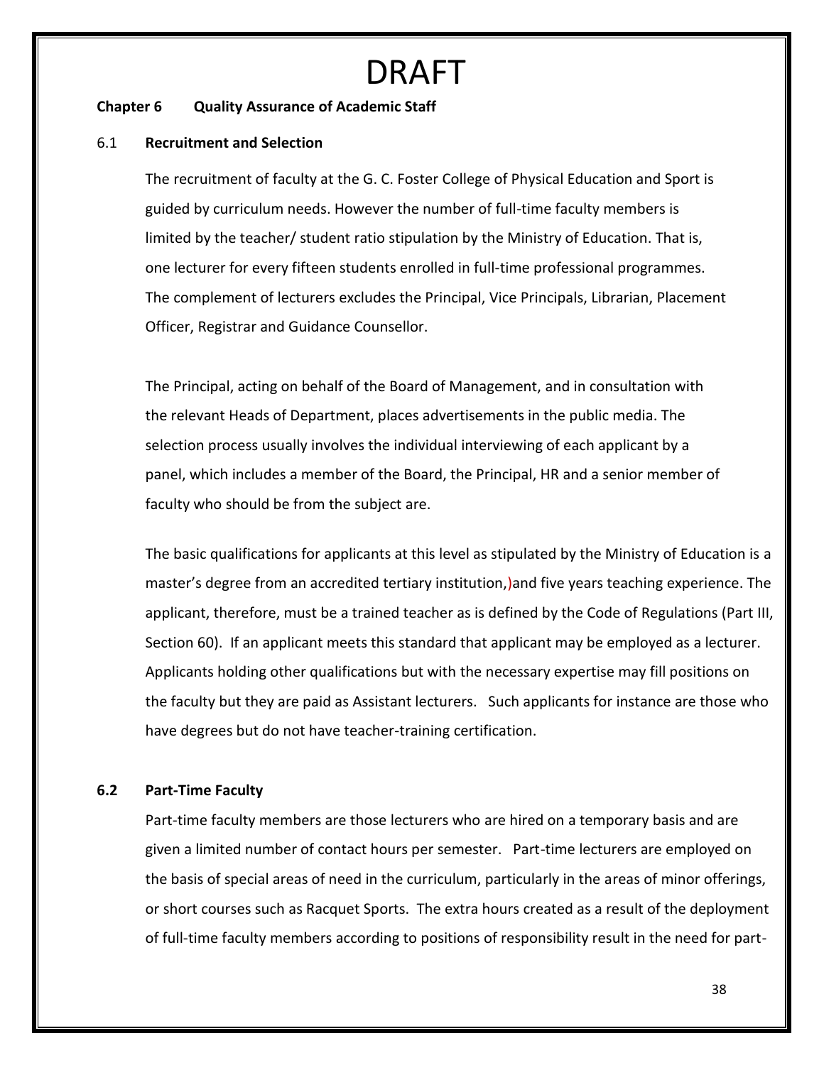# DRAFT

**Chapter 6 Quality Assurance of Academic Staff**

## 6.1 **Recruitment and Selection**

The recruitment of faculty at the G. C. Foster College of Physical Education and Sport is guided by curriculum needs. However the number of full-time faculty members is limited by the teacher/ student ratio stipulation by the Ministry of Education. That is, one lecturer for every fifteen students enrolled in full-time professional programmes. The complement of lecturers excludes the Principal, Vice Principals, Librarian, Placement Officer, Registrar and Guidance Counsellor.

The Principal, acting on behalf of the Board of Management, and in consultation with the relevant Heads of Department, places advertisements in the public media. The selection process usually involves the individual interviewing of each applicant by a panel, which includes a member of the Board, the Principal, HR and a senior member of faculty who should be from the subject are.

The basic qualifications for applicants at this level as stipulated by the Ministry of Education is a master's degree from an accredited tertiary institution,)and five years teaching experience. The applicant, therefore, must be a trained teacher as is defined by the Code of Regulations (Part III, Section 60). If an applicant meets this standard that applicant may be employed as a lecturer. Applicants holding other qualifications but with the necessary expertise may fill positions on the faculty but they are paid as Assistant lecturers. Such applicants for instance are those who have degrees but do not have teacher-training certification.

## **6.2 Part-Time Faculty**

Part-time faculty members are those lecturers who are hired on a temporary basis and are given a limited number of contact hours per semester. Part-time lecturers are employed on the basis of special areas of need in the curriculum, particularly in the areas of minor offerings, or short courses such as Racquet Sports. The extra hours created as a result of the deployment of full-time faculty members according to positions of responsibility result in the need for part-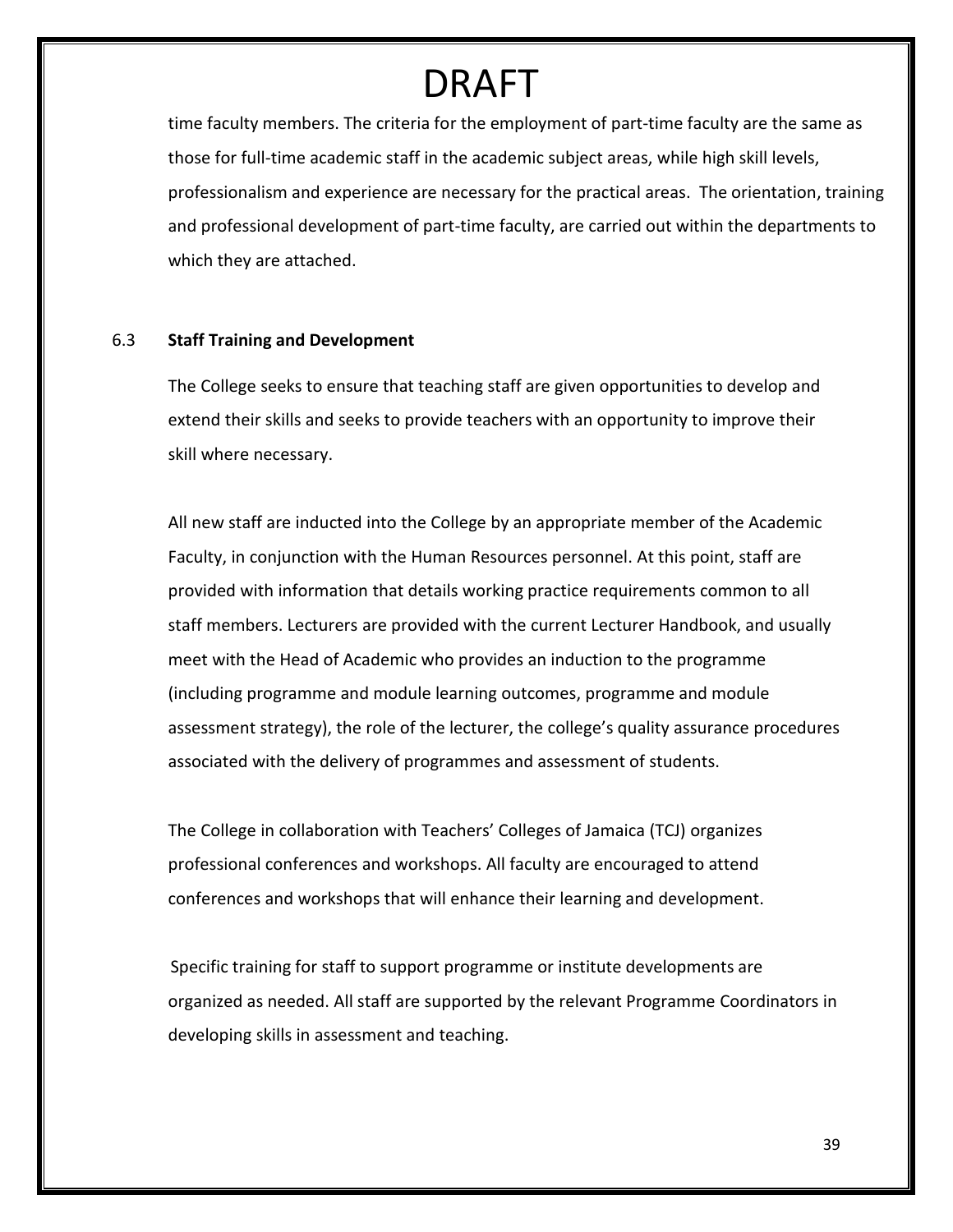# DRAFT

time faculty members. The criteria for the employment of part-time faculty are the same as those for full-time academic staff in the academic subject areas, while high skill levels, professionalism and experience are necessary for the practical areas. The orientation, training and professional development of part-time faculty, are carried out within the departments to which they are attached.

### 6.3 Staff Training and Development

The College seeks to ensure that teaching staff are given opportunities to develop and extend their skills and seeks to provide teachers with an opportunity to improve their skill where necessary.

All new staff are inducted into the College by an appropriate member of the Academic Faculty, in conjunction with the Human Resources personnel. At this point, staff are provided with information that details working practice requirements common to all staff members. Lecturers are provided with the current Lecturer Handbook, and usually meet with the Head of Academic who provides an induction to the programme (including programme and module learning outcomes, programme and module assessment strategy), the role of the lecturer, the college's quality assurance procedures associated with the delivery of programmes and assessment of students.

The College in collaboration with Teachers' Colleges of Jamaica (TCJ) organizes professional conferences and workshops. All faculty are encouraged to attend conferences and workshops that will enhance their learning and development.

Specific training for staff to support programme or institute developments are organized as needed. All staff are supported by the relevant Programme Coordinators in developing skills in assessment and teaching.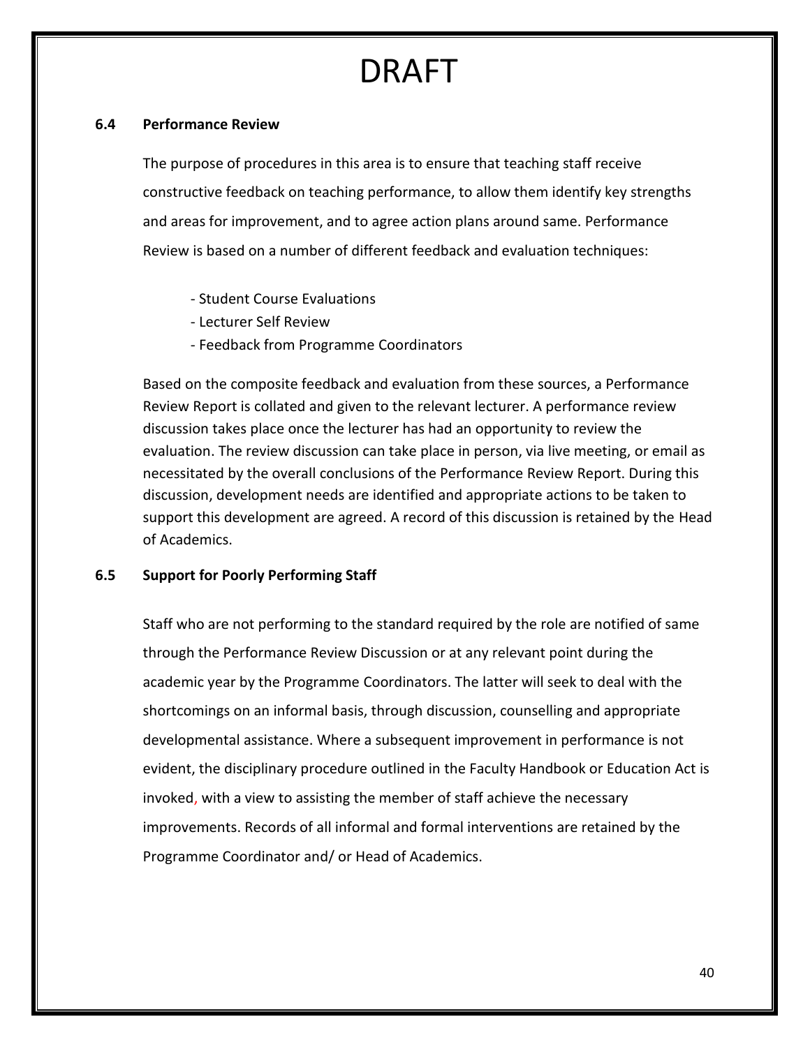# DRAFT

### 6.4 Performance Review

The purpose of procedures in this area is to ensure that teaching staff receive constructive feedback on teaching performance, to allow them identify key strengths and areas for improvement, and to agree action plans around same. Performance Review is based on a number of different feedback and evaluation techniques:

- Student Course Evaluations
- Lecturer Self Review
- Feedback from Programme Coordinators

Based on the composite feedback and evaluation from these sources, a Performance Review Report is collated and given to the relevant lecturer. A performance review discussion takes place once the lecturer has had an opportunity to review the evaluation. The review discussion can take place in person, via live meeting, or email as necessitated by the overall conclusions of the Performance Review Report. During this discussion, development needs are identified and appropriate actions to be taken to support this development are agreed. A record of this discussion is retained by the Head of Academics.

### 6.5 Support for Poorly Performing Staff

Staff who are not performing to the standard required by the role are notified of same through the Performance Review Discussion or at any relevant point during the academic year by the Programme Coordinators. The latter will seek to deal with the shortcomings on an informal basis, through discussion, counselling and appropriate developmental assistance. Where a subsequent improvement in performance is not evident, the disciplinary procedure outlined in the Faculty Handbook or Education Act is invoked, with a view to assisting the member of staff achieve the necessary improvements. Records of all informal and formal interventions are retained by the Programme Coordinator and/ or Head of Academics.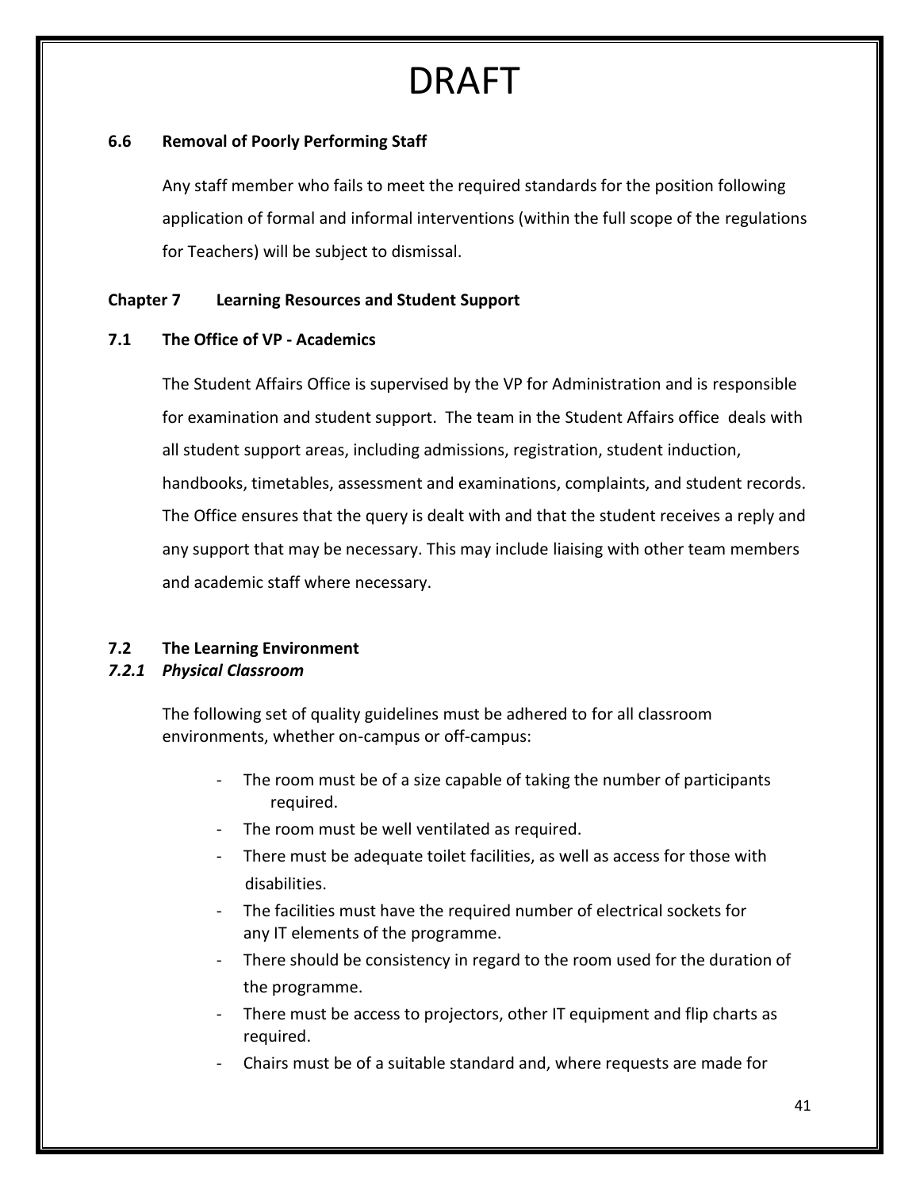# DRAFT

**6.6 Removal of Poorly Performing Staff**

Any staff member who fails to meet the required standards for the position following application of formal and informal interventions (within the full scope of the regulations for Teachers) will be subject to dismissal.

## Chapter 7 Learning Resources and Student Support

### 7.1 The Office of VP - Academics

The Student Affairs Office is supervised by the VP for Administration and is responsible for examination and student support. The team in the Student Affairs office deals with all student support areas, including admissions, registration, student induction, handbooks, timetables, assessment and examinations, complaints, and student records. The Office ensures that the query is dealt with and that the student receives a reply and any support that may be necessary. This may include liaising with other team members and academic staff where necessary.

### 7.2 The Learning Environment

#### *7.2.1 Physical Classroom*

The following set of quality guidelines must be adhered to for all classroom environments, whether on-campus or off-campus:

- The room must be of a size capable of taking the number of participants required.
- The room must be well ventilated as required.
- There must be adequate toilet facilities, as well as access for those with disabilities.
- The facilities must have the required number of electrical sockets for any IT elements of the programme.
- There should be consistency in regard to the room used for the duration of the programme.
- There must be access to projectors, other IT equipment and flip charts as required.
- Chairs must be of a suitable standard and, where requests are made for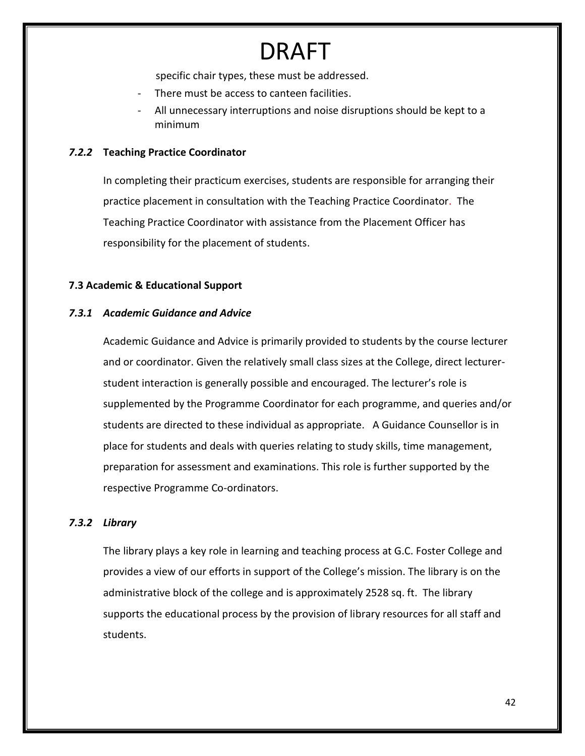# DRAFT

specific chair types, these must be addressed.

- There must be access to canteen facilities.
- All unnecessary interruptions and noise disruptions should be kept to a minimum

### *7.2.2* Teaching Practice Coordinator

In completing their practicum exercises, students are responsible for arranging their practice placement in consultation with the Teaching Practice Coordinator. The Teaching Practice Coordinator with assistance from the Placement Officer has responsibility for the placement of students.

## 7.3 Academic & Educational Support

### *7.3.1 Academic Guidance and Advice*

Academic Guidance and Advice is primarily provided to students by the course lecturer and or coordinator. Given the relatively small class sizes at the College, direct lecturer-student interaction is generally possible and encouraged. The lecturer's role is supplemented by the Programme Coordinator for each programme, and queries and/or students are directed to these individual as appropriate. A Guidance Counsellor is in place for students and deals with queries relating to study skills, time management, preparation for assessment and examinations. This role is further supported by the respective Programme Co-ordinators.

### *7.3.2 Library*

The library plays a key role in learning and teaching process at G.C. Foster College and provides a view of our efforts in support of the College's mission. The library is on the administrative block of the college and is approximately 2528 sq. ft. The library supports the educational process by the provision of library resources for all staff and students.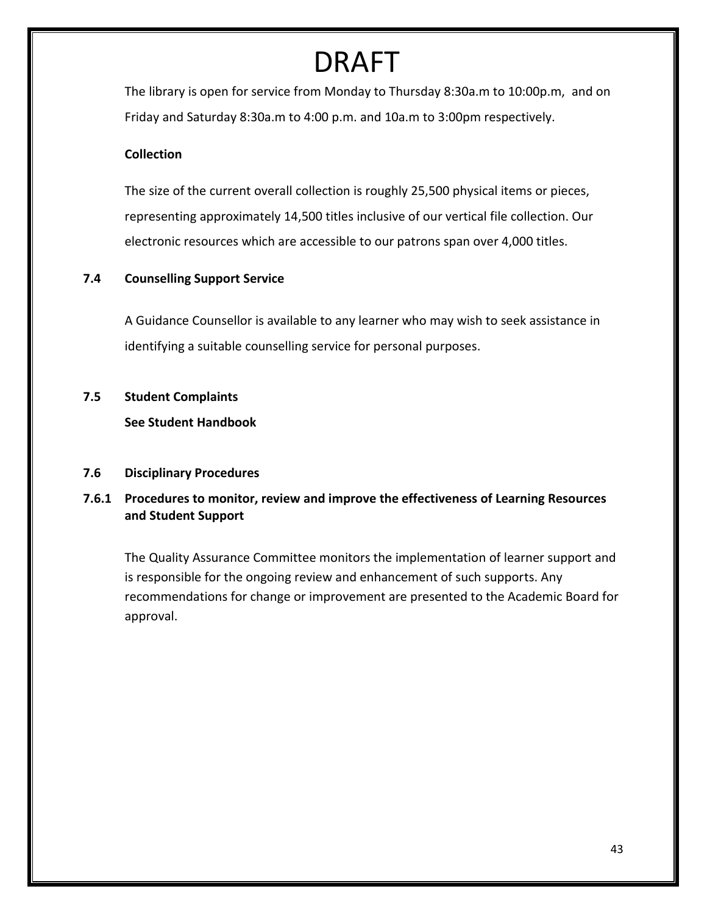# DRAFT

The library is open for service from Monday to Thursday 8:30a.m to 10:00p.m, and on Friday and Saturday 8:30a.m to 4:00 p.m. and 10a.m to 3:00pm respectively.

**Collection**

The size of the current overall collection is roughly 25,500 physical items or pieces, representing approximately 14,500 titles inclusive of our vertical file collection. Our electronic resources which are accessible to our patrons span over 4,000 titles.

### 7.4 Counselling Support Service

A Guidance Counsellor is available to any learner who may wish to seek assistance in identifying a suitable counselling service for personal purposes.

### 7.5 Student Complaints

**See Student Handbook**

### 7.6 Disciplinary Procedures

#### 7.6.1 Procedures to monitor, review and improve the effectiveness of Learning Resources and Student Support

The Quality Assurance Committee monitors the implementation of learner support and is responsible for the ongoing review and enhancement of such supports. Any recommendations for change or improvement are presented to the Academic Board for approval.